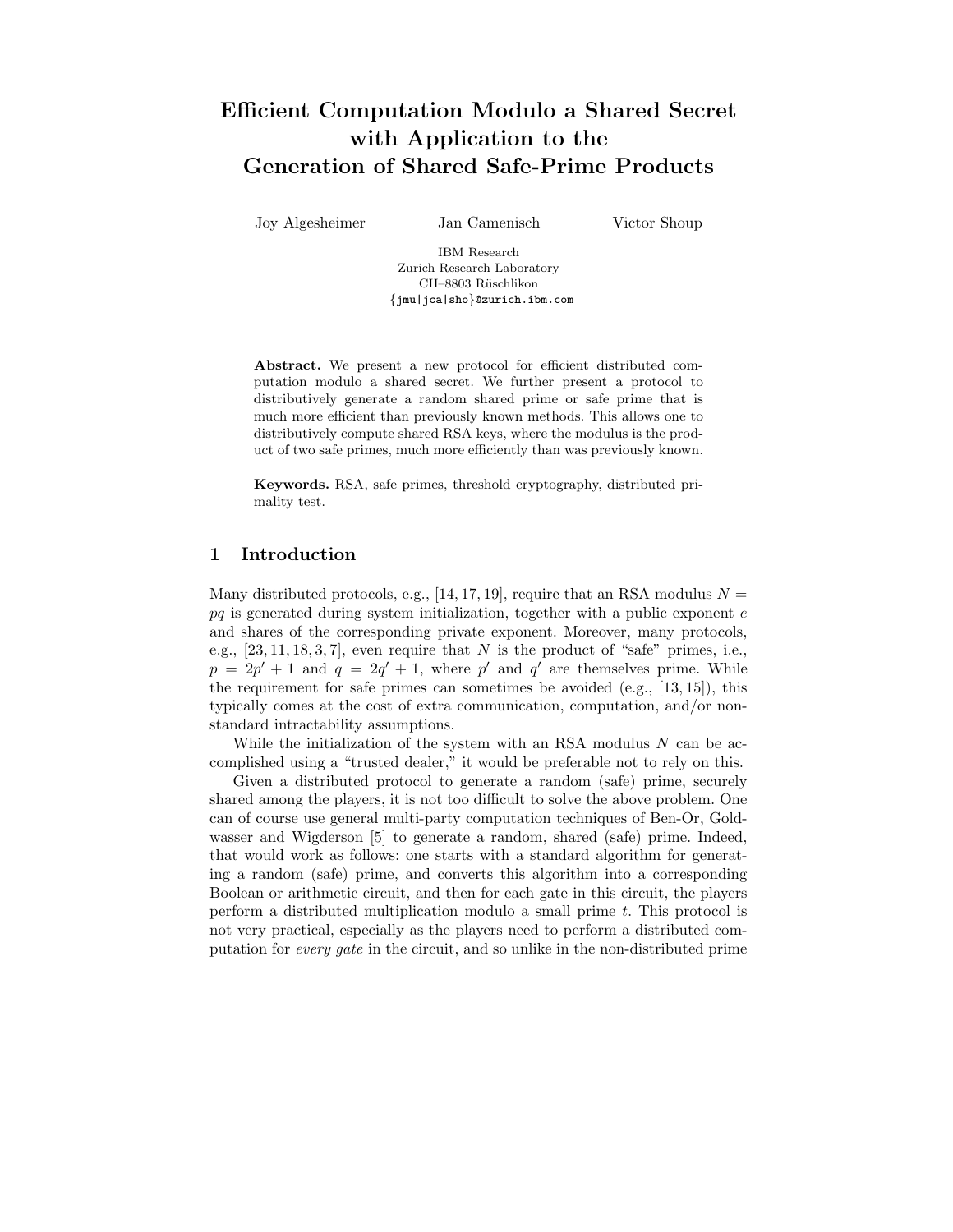# Efficient Computation Modulo a Shared Secret with Application to the Generation of Shared Safe-Prime Products

Joy Algesheimer    Jan Camenisch    Victor Shoup

IBM Research
Zurich Research Laboratory
CH–8803 Rüschlikon
{jmu|jca|sho}@zurich.ibm.com

**Abstract.** We present a new protocol for efficient distributed computation modulo a shared secret. We further present a protocol to distributively generate a random shared prime or safe prime that is much more efficient than previously known methods. This allows one to distributively compute shared RSA keys, where the modulus is the product of two safe primes, much more efficiently than was previously known.

**Keywords.** RSA, safe primes, threshold cryptography, distributed primality test.

## 1 Introduction

Many distributed protocols, e.g., [14, 17, 19], require that an RSA modulus $N = pq$ is generated during system initialization, together with a public exponent $e$ and shares of the corresponding private exponent. Moreover, many protocols, e.g., [23, 11, 18, 3, 7], even require that $N$ is the product of "safe" primes, i.e., $p = 2p' + 1$ and $q = 2q' + 1$, where $p'$ and $q'$ are themselves prime. While the requirement for safe primes can sometimes be avoided (e.g., [13, 15]), this typically comes at the cost of extra communication, computation, and/or non-standard intractability assumptions.

While the initialization of the system with an RSA modulus $N$ can be accomplished using a "trusted dealer," it would be preferable not to rely on this.

Given a distributed protocol to generate a random (safe) prime, securely shared among the players, it is not too difficult to solve the above problem. One can of course use general multi-party computation techniques of Ben-Or, Goldwasser and Wigderson [5] to generate a random, shared (safe) prime. Indeed, that would work as follows: one starts with a standard algorithm for generating a random (safe) prime, and converts this algorithm into a corresponding Boolean or arithmetic circuit, and then for each gate in this circuit, the players perform a distributed multiplication modulo a small prime $t$. This protocol is not very practical, especially as the players need to perform a distributed computation for *every gate* in the circuit, and so unlike in the non-distributed prime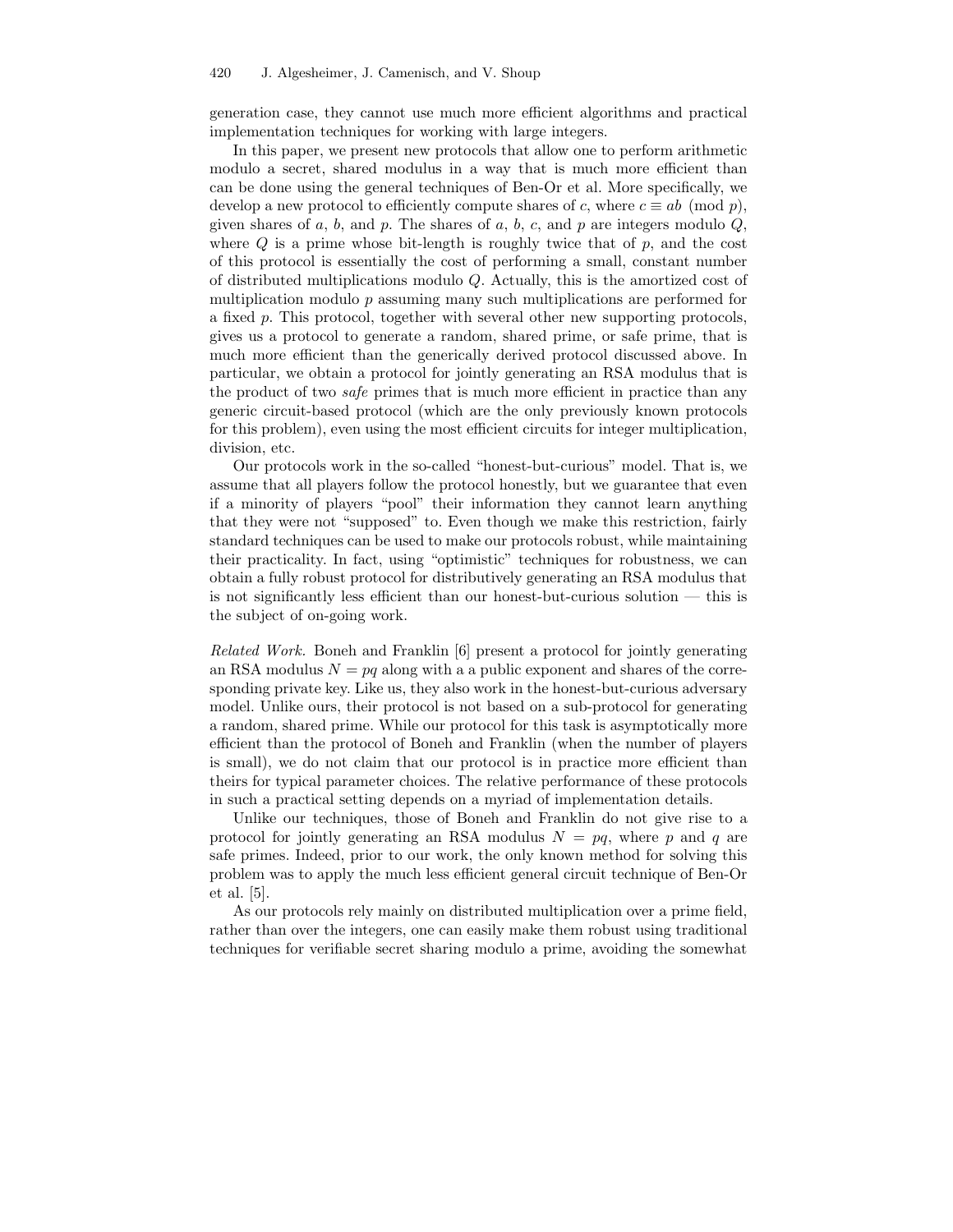generation case, they cannot use much more efficient algorithms and practical implementation techniques for working with large integers.

In this paper, we present new protocols that allow one to perform arithmetic modulo a secret, shared modulus in a way that is much more efficient than can be done using the general techniques of Ben-Or et al. More specifically, we develop a new protocol to efficiently compute shares of $c$, where $c \equiv ab \pmod{p}$, given shares of $a$, $b$, and $p$. The shares of $a$, $b$, $c$, and $p$ are integers modulo $Q$, where $Q$ is a prime whose bit-length is roughly twice that of $p$, and the cost of this protocol is essentially the cost of performing a small, constant number of distributed multiplications modulo $Q$. Actually, this is the amortized cost of multiplication modulo $p$ assuming many such multiplications are performed for a fixed $p$. This protocol, together with several other new supporting protocols, gives us a protocol to generate a random, shared prime, or safe prime, that is much more efficient than the generically derived protocol discussed above. In particular, we obtain a protocol for jointly generating an RSA modulus that is the product of two *safe* primes that is much more efficient in practice than any generic circuit-based protocol (which are the only previously known protocols for this problem), even using the most efficient circuits for integer multiplication, division, etc.

Our protocols work in the so-called "honest-but-curious" model. That is, we assume that all players follow the protocol honestly, but we guarantee that even if a minority of players "pool" their information they cannot learn anything that they were not "supposed" to. Even though we make this restriction, fairly standard techniques can be used to make our protocols robust, while maintaining their practicality. In fact, using "optimistic" techniques for robustness, we can obtain a fully robust protocol for distributively generating an RSA modulus that is not significantly less efficient than our honest-but-curious solution — this is the subject of on-going work.

*Related Work.* Boneh and Franklin [6] present a protocol for jointly generating an RSA modulus $N = pq$ along with a a public exponent and shares of the corresponding private key. Like us, they also work in the honest-but-curious adversary model. Unlike ours, their protocol is not based on a sub-protocol for generating a random, shared prime. While our protocol for this task is asymptotically more efficient than the protocol of Boneh and Franklin (when the number of players is small), we do not claim that our protocol is in practice more efficient than theirs for typical parameter choices. The relative performance of these protocols in such a practical setting depends on a myriad of implementation details.

Unlike our techniques, those of Boneh and Franklin do not give rise to a protocol for jointly generating an RSA modulus $N = pq$, where $p$ and $q$ are safe primes. Indeed, prior to our work, the only known method for solving this problem was to apply the much less efficient general circuit technique of Ben-Or et al. [5].

As our protocols rely mainly on distributed multiplication over a prime field, rather than over the integers, one can easily make them robust using traditional techniques for verifiable secret sharing modulo a prime, avoiding the somewhat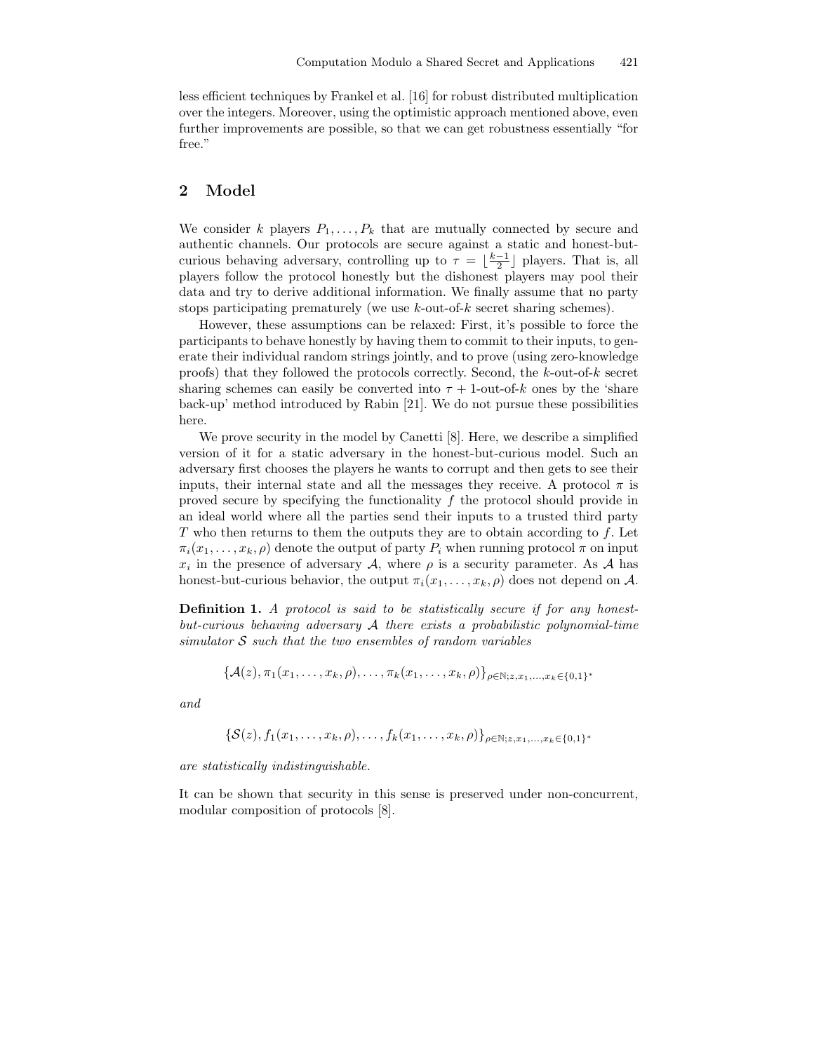less efficient techniques by Frankel et al. [16] for robust distributed multiplication over the integers. Moreover, using the optimistic approach mentioned above, even further improvements are possible, so that we can get robustness essentially "for free."

## 2 Model

We consider $k$ players $P_1, \ldots, P_k$ that are mutually connected by secure and authentic channels. Our protocols are secure against a static and honest-but-curious behaving adversary, controlling up to $\tau = \lfloor \frac{k-1}{2} \rfloor$ players. That is, all players follow the protocol honestly but the dishonest players may pool their data and try to derive additional information. We finally assume that no party stops participating prematurely (we use $k$-out-of-$k$ secret sharing schemes).

However, these assumptions can be relaxed: First, it's possible to force the participants to behave honestly by having them to commit to their inputs, to generate their individual random strings jointly, and to prove (using zero-knowledge proofs) that they followed the protocols correctly. Second, the $k$-out-of-$k$ secret sharing schemes can easily be converted into $\tau + 1$-out-of-$k$ ones by the 'share back-up' method introduced by Rabin [21]. We do not pursue these possibilities here.

We prove security in the model by Canetti [8]. Here, we describe a simplified version of it for a static adversary in the honest-but-curious model. Such an adversary first chooses the players he wants to corrupt and then gets to see their inputs, their internal state and all the messages they receive. A protocol $\pi$ is proved secure by specifying the functionality $f$ the protocol should provide in an ideal world where all the parties send their inputs to a trusted third party $T$ who then returns to them the outputs they are to obtain according to $f$. Let $\pi_i(x_1, \ldots, x_k, \rho)$ denote the output of party $P_i$ when running protocol $\pi$ on input $x_i$ in the presence of adversary $\mathcal{A}$, where $\rho$ is a security parameter. As $\mathcal{A}$ has honest-but-curious behavior, the output $\pi_i(x_1, \ldots, x_k, \rho)$ does not depend on $\mathcal{A}$.

**Definition 1.** *A protocol is said to be statistically secure if for any honest-but-curious behaving adversary $\mathcal{A}$ there exists a probabilistic polynomial-time simulator $\mathcal{S}$ such that the two ensembles of random variables*

$$\{\mathcal{A}(z), \pi_1(x_1, \ldots, x_k, \rho), \ldots, \pi_k(x_1, \ldots, x_k, \rho)\}_{\rho \in \mathbb{N}; z, x_1, \ldots, x_k \in \{0,1\}^*}$$

*and*

$$\{\mathcal{S}(z), f_1(x_1, \ldots, x_k, \rho), \ldots, f_k(x_1, \ldots, x_k, \rho)\}_{\rho \in \mathbb{N}; z, x_1, \ldots, x_k \in \{0,1\}^*}$$

*are statistically indistinguishable.*

It can be shown that security in this sense is preserved under non-concurrent, modular composition of protocols [8].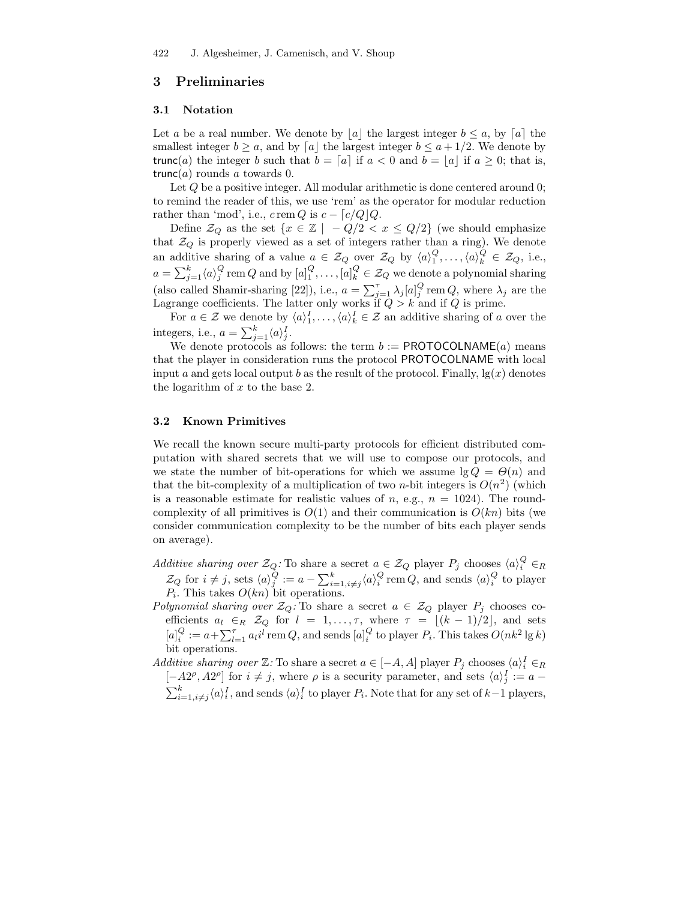## 3 Preliminaries

### 3.1 Notation

Let $a$ be a real number. We denote by $\lfloor a \rfloor$ the largest integer $b \leq a$, by $\lceil a \rceil$ the smallest integer $b \geq a$, and by $\lceil a \rfloor$ the largest integer $b \leq a + 1/2$. We denote by $\mathsf{trunc}(a)$ the integer $b$ such that $b = \lceil a \rceil$ if $a < 0$ and $b = \lfloor a \rfloor$ if $a \geq 0$; that is, $\mathsf{trunc}(a)$ rounds $a$ towards 0.

Let $Q$ be a positive integer. All modular arithmetic is done centered around 0; to remind the reader of this, we use 'rem' as the operator for modular reduction rather than 'mod', i.e., $c \operatorname{rem} Q$ is $c - \lceil c/Q \rfloor Q$.

Define $\mathcal{Z}_Q$ as the set $\{x \in \mathbb{Z} \mid -Q/2 < x \leq Q/2\}$ (we should emphasize that $\mathcal{Z}_Q$ is properly viewed as a set of integers rather than a ring). We denote an additive sharing of a value $a \in \mathcal{Z}_Q$ over $\mathcal{Z}_Q$ by $\langle a \rangle_1^Q, \ldots, \langle a \rangle_k^Q \in \mathcal{Z}_Q$, i.e., $a = \sum_{j=1}^{k} \langle a \rangle_j^Q \operatorname{rem} Q$ and by $[a]_1^Q, \ldots, [a]_k^Q \in \mathcal{Z}_Q$ we denote a polynomial sharing (also called Shamir-sharing [22]), i.e., $a = \sum_{j=1}^{\tau} \lambda_j [a]_j^Q \operatorname{rem} Q$, where $\lambda_j$ are the Lagrange coefficients. The latter only works if $Q > k$ and if $Q$ is prime.

For $a \in \mathcal{Z}$ we denote by $\langle a \rangle_1^I, \ldots, \langle a \rangle_k^I \in \mathcal{Z}$ an additive sharing of $a$ over the integers, i.e., $a = \sum_{j=1}^{k} \langle a \rangle_j^I$.

We denote protocols as follows: the term $b := \mathsf{PROTOCOLNAME}(a)$ means that the player in consideration runs the protocol $\mathsf{PROTOCOLNAME}$ with local input $a$ and gets local output $b$ as the result of the protocol. Finally, $\lg(x)$ denotes the logarithm of $x$ to the base 2.

### 3.2 Known Primitives

We recall the known secure multi-party protocols for efficient distributed computation with shared secrets that we will use to compose our protocols, and we state the number of bit-operations for which we assume $\lg Q = \Theta(n)$ and that the bit-complexity of a multiplication of two $n$-bit integers is $O(n^2)$ (which is a reasonable estimate for realistic values of $n$, e.g., $n = 1024$). The round-complexity of all primitives is $O(1)$ and their communication is $O(kn)$ bits (we consider communication complexity to be the number of bits each player sends on average).

*Additive sharing over $\mathcal{Z}_Q$:* To share a secret $a \in \mathcal{Z}_Q$ player $P_j$ chooses $\langle a \rangle_i^Q \in_R \mathcal{Z}_Q$ for $i \neq j$, sets $\langle a \rangle_j^Q := a - \sum_{i=1, i \neq j}^{k} \langle a \rangle_i^Q \operatorname{rem} Q$, and sends $\langle a \rangle_i^Q$ to player $P_i$. This takes $O(kn)$ bit operations.

*Polynomial sharing over $\mathcal{Z}_Q$:* To share a secret $a \in \mathcal{Z}_Q$ player $P_j$ chooses coefficients $a_l \in_R \mathcal{Z}_Q$ for $l = 1, \ldots, \tau$, where $\tau = \lfloor (k-1)/2 \rfloor$, and sets $[a]_i^Q := a + \sum_{l=1}^{\tau} a_l i^l \operatorname{rem} Q$, and sends $[a]_i^Q$ to player $P_i$. This takes $O(nk^2 \lg k)$ bit operations.

*Additive sharing over $\mathbb{Z}$:* To share a secret $a \in [-A, A]$ player $P_j$ chooses $\langle a \rangle_i^I \in_R [-A2^\rho, A2^\rho]$ for $i \neq j$, where $\rho$ is a security parameter, and sets $\langle a \rangle_j^I := a - \sum_{i=1, i \neq j}^{k} \langle a \rangle_i^I$, and sends $\langle a \rangle_i^I$ to player $P_i$. Note that for any set of $k-1$ players,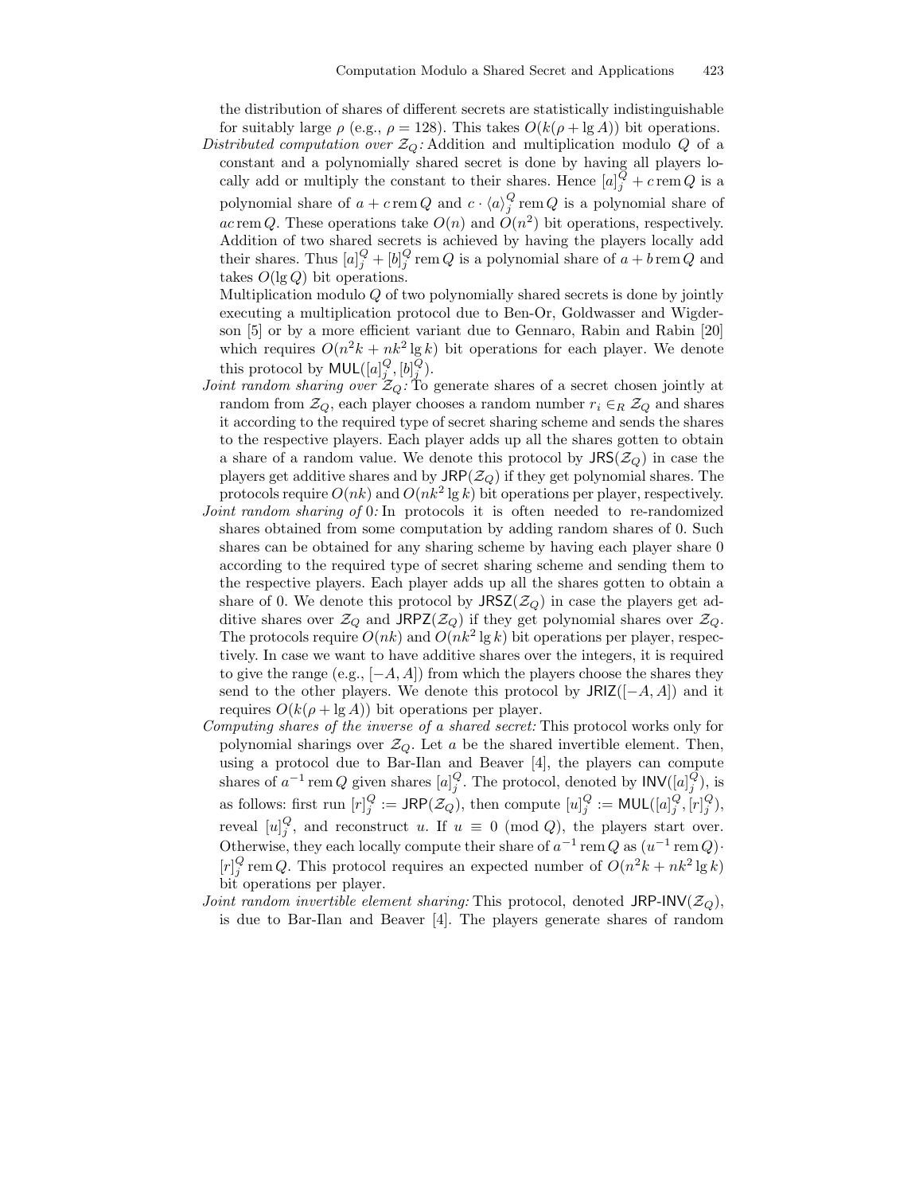the distribution of shares of different secrets are statistically indistinguishable for suitably large $\rho$ (e.g., $\rho = 128$). This takes $O(k(\rho + \lg A))$ bit operations.

*Distributed computation over $\mathcal{Z}_Q$:* Addition and multiplication modulo $Q$ of a constant and a polynomially shared secret is done by having all players locally add or multiply the constant to their shares. Hence $[a]_j^Q + c \,\mathrm{rem}\, Q$ is a polynomial share of $a + c \,\mathrm{rem}\, Q$ and $c \cdot \langle a \rangle_j^Q \,\mathrm{rem}\, Q$ is a polynomial share of $ac \,\mathrm{rem}\, Q$. These operations take $O(n)$ and $O(n^2)$ bit operations, respectively. Addition of two shared secrets is achieved by having the players locally add their shares. Thus $[a]_j^Q + [b]_j^Q \,\mathrm{rem}\, Q$ is a polynomial share of $a + b \,\mathrm{rem}\, Q$ and takes $O(\lg Q)$ bit operations.

Multiplication modulo $Q$ of two polynomially shared secrets is done by jointly executing a multiplication protocol due to Ben-Or, Goldwasser and Wigderson [5] or by a more efficient variant due to Gennaro, Rabin and Rabin [20] which requires $O(n^2 k + nk^2 \lg k)$ bit operations for each player. We denote this protocol by $\mathsf{MUL}([a]_j^Q, [b]_j^Q)$.

*Joint random sharing over $\mathcal{Z}_Q$:* To generate shares of a secret chosen jointly at random from $\mathcal{Z}_Q$, each player chooses a random number $r_i \in_R \mathcal{Z}_Q$ and shares it according to the required type of secret sharing scheme and sends the shares to the respective players. Each player adds up all the shares gotten to obtain a share of a random value. We denote this protocol by $\mathsf{JRS}(\mathcal{Z}_Q)$ in case the players get additive shares and by $\mathsf{JRP}(\mathcal{Z}_Q)$ if they get polynomial shares. The protocols require $O(nk)$ and $O(nk^2 \lg k)$ bit operations per player, respectively.

*Joint random sharing of 0:* In protocols it is often needed to re-randomized shares obtained from some computation by adding random shares of 0. Such shares can be obtained for any sharing scheme by having each player share 0 according to the required type of secret sharing scheme and sending them to the respective players. Each player adds up all the shares gotten to obtain a share of 0. We denote this protocol by $\mathsf{JRSZ}(\mathcal{Z}_Q)$ in case the players get additive shares over $\mathcal{Z}_Q$ and $\mathsf{JRPZ}(\mathcal{Z}_Q)$ if they get polynomial shares over $\mathcal{Z}_Q$. The protocols require $O(nk)$ and $O(nk^2 \lg k)$ bit operations per player, respectively. In case we want to have additive shares over the integers, it is required to give the range (e.g., $[-A, A]$) from which the players choose the shares they send to the other players. We denote this protocol by $\mathsf{JRIZ}([-A, A])$ and it requires $O(k(\rho + \lg A))$ bit operations per player.

*Computing shares of the inverse of a shared secret:* This protocol works only for polynomial sharings over $\mathcal{Z}_Q$. Let $a$ be the shared invertible element. Then, using a protocol due to Bar-Ilan and Beaver [4], the players can compute shares of $a^{-1} \,\mathrm{rem}\, Q$ given shares $[a]_j^Q$. The protocol, denoted by $\mathsf{INV}([a]_j^Q)$, is as follows: first run $[r]_j^Q := \mathsf{JRP}(\mathcal{Z}_Q)$, then compute $[u]_j^Q := \mathsf{MUL}([a]_j^Q, [r]_j^Q)$, reveal $[u]_j^Q$, and reconstruct $u$. If $u \equiv 0 \pmod{Q}$, the players start over. Otherwise, they each locally compute their share of $a^{-1} \,\mathrm{rem}\, Q$ as $(u^{-1} \,\mathrm{rem}\, Q) \cdot [r]_j^Q \,\mathrm{rem}\, Q$. This protocol requires an expected number of $O(n^2 k + nk^2 \lg k)$ bit operations per player.

*Joint random invertible element sharing:* This protocol, denoted $\mathsf{JRP\text{-}INV}(\mathcal{Z}_Q)$, is due to Bar-Ilan and Beaver [4]. The players generate shares of random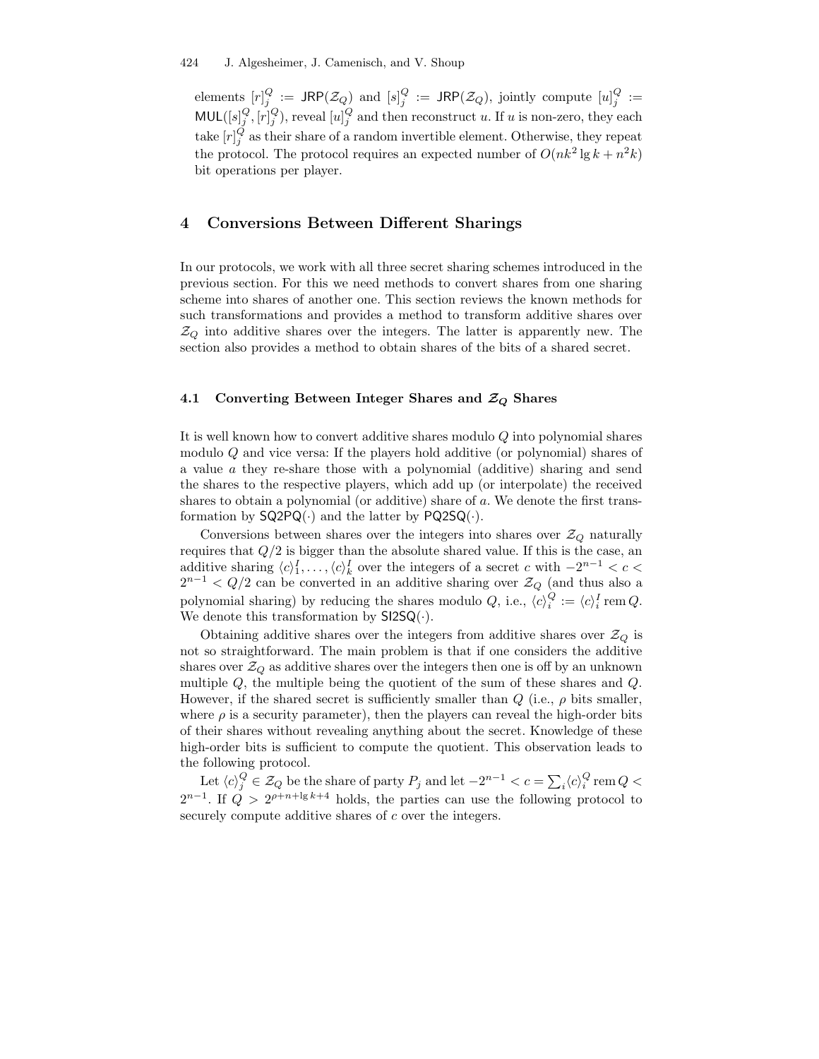elements $[r]_j^Q := \mathsf{JRP}(\mathcal{Z}_Q)$ and $[s]_j^Q := \mathsf{JRP}(\mathcal{Z}_Q)$, jointly compute $[u]_j^Q := \mathsf{MUL}([s]_j^Q, [r]_j^Q)$, reveal $[u]_j^Q$ and then reconstruct $u$. If $u$ is non-zero, they each take $[r]_j^Q$ as their share of a random invertible element. Otherwise, they repeat the protocol. The protocol requires an expected number of $O(nk^2 \lg k + n^2 k)$ bit operations per player.

## 4 Conversions Between Different Sharings

In our protocols, we work with all three secret sharing schemes introduced in the previous section. For this we need methods to convert shares from one sharing scheme into shares of another one. This section reviews the known methods for such transformations and provides a method to transform additive shares over $\mathcal{Z}_Q$ into additive shares over the integers. The latter is apparently new. The section also provides a method to obtain shares of the bits of a shared secret.

### 4.1 Converting Between Integer Shares and $\mathcal{Z}_Q$ Shares

It is well known how to convert additive shares modulo $Q$ into polynomial shares modulo $Q$ and vice versa: If the players hold additive (or polynomial) shares of a value $a$ they re-share those with a polynomial (additive) sharing and send the shares to the respective players, which add up (or interpolate) the received shares to obtain a polynomial (or additive) share of $a$. We denote the first transformation by $\mathsf{SQ2PQ}(\cdot)$ and the latter by $\mathsf{PQ2SQ}(\cdot)$.

Conversions between shares over the integers into shares over $\mathcal{Z}_Q$ naturally requires that $Q/2$ is bigger than the absolute shared value. If this is the case, an additive sharing $\langle c\rangle_1^I, \ldots, \langle c\rangle_k^I$ over the integers of a secret $c$ with $-2^{n-1} < c < 2^{n-1} < Q/2$ can be converted in an additive sharing over $\mathcal{Z}_Q$ (and thus also a polynomial sharing) by reducing the shares modulo $Q$, i.e., $\langle c\rangle_i^Q := \langle c\rangle_i^I \operatorname{rem} Q$. We denote this transformation by $\mathsf{SI2SQ}(\cdot)$.

Obtaining additive shares over the integers from additive shares over $\mathcal{Z}_Q$ is not so straightforward. The main problem is that if one considers the additive shares over $\mathcal{Z}_Q$ as additive shares over the integers then one is off by an unknown multiple $Q$, the multiple being the quotient of the sum of these shares and $Q$. However, if the shared secret is sufficiently smaller than $Q$ (i.e., $\rho$ bits smaller, where $\rho$ is a security parameter), then the players can reveal the high-order bits of their shares without revealing anything about the secret. Knowledge of these high-order bits is sufficient to compute the quotient. This observation leads to the following protocol.

Let $\langle c\rangle_j^Q \in \mathcal{Z}_Q$ be the share of party $P_j$ and let $-2^{n-1} < c = \sum_i \langle c\rangle_i^Q \operatorname{rem} Q < 2^{n-1}$. If $Q > 2^{\rho+n+\lg k+4}$ holds, the parties can use the following protocol to securely compute additive shares of $c$ over the integers.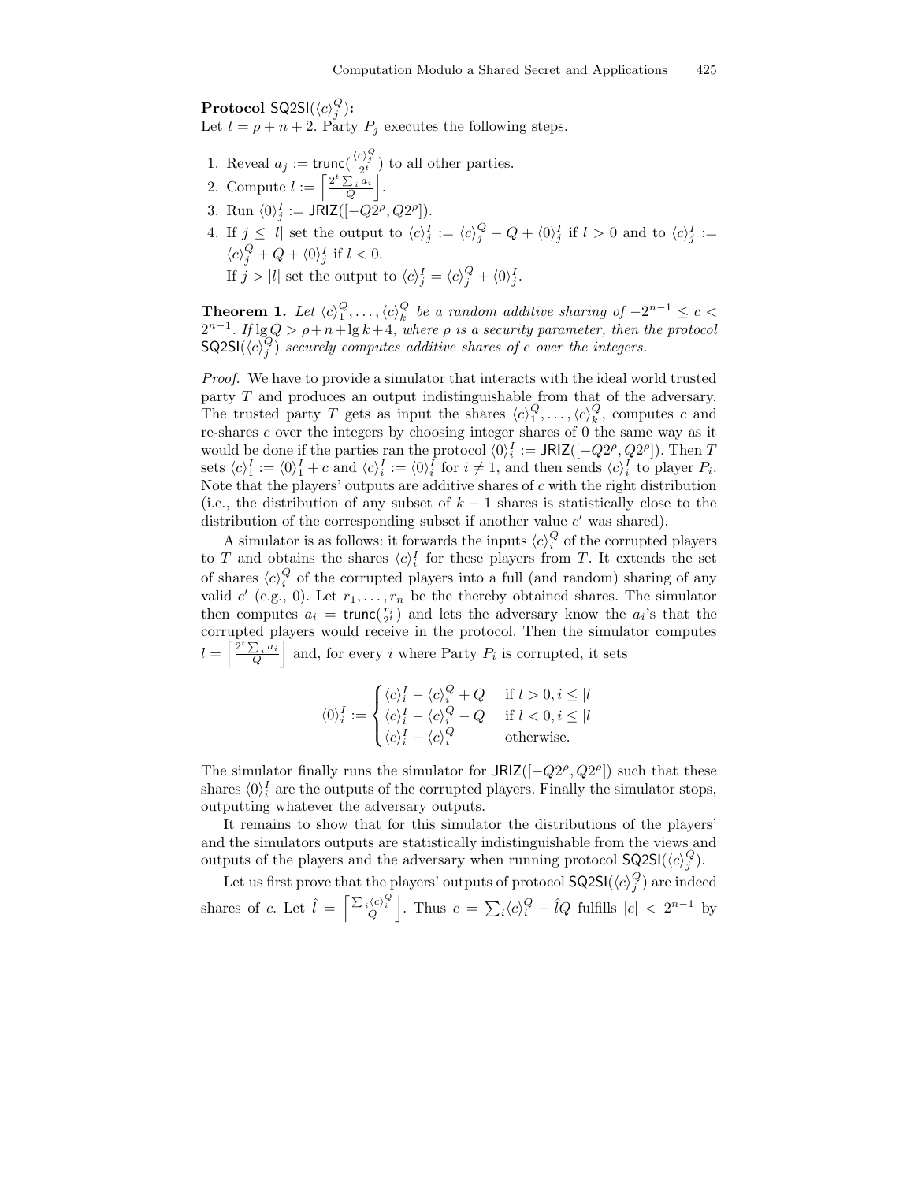**Protocol** $\mathsf{SQ2SI}(\langle c \rangle_j^Q)$**:**
Let $t = \rho + n + 2$. Party $P_j$ executes the following steps.

1. Reveal $a_j := \mathsf{trunc}(\frac{\langle c \rangle_j^Q}{2^t})$ to all other parties.
2. Compute $l := \left\lceil \frac{2^t \sum_i a_i}{Q} \right\rfloor$.
3. Run $\langle 0 \rangle_j^I := \mathsf{JRIZ}([-Q2^\rho, Q2^\rho])$.
4. If $j \leq |l|$ set the output to $\langle c \rangle_j^I := \langle c \rangle_j^Q - Q + \langle 0 \rangle_j^I$ if $l > 0$ and to $\langle c \rangle_j^I := \langle c \rangle_j^Q + Q + \langle 0 \rangle_j^I$ if $l < 0$.
   If $j > |l|$ set the output to $\langle c \rangle_j^I = \langle c \rangle_j^Q + \langle 0 \rangle_j^I$.

**Theorem 1.** *Let $\langle c \rangle_1^Q, \ldots, \langle c \rangle_k^Q$ be a random additive sharing of $-2^{n-1} \leq c < 2^{n-1}$. If $\lg Q > \rho + n + \lg k + 4$, where $\rho$ is a security parameter, then the protocol $\mathsf{SQ2SI}(\langle c \rangle_j^Q)$ securely computes additive shares of $c$ over the integers.*

*Proof.* We have to provide a simulator that interacts with the ideal world trusted party $T$ and produces an output indistinguishable from that of the adversary. The trusted party $T$ gets as input the shares $\langle c \rangle_1^Q, \ldots, \langle c \rangle_k^Q$, computes $c$ and re-shares $c$ over the integers by choosing integer shares of 0 the same way as it would be done if the parties ran the protocol $\langle 0 \rangle_i^I := \mathsf{JRIZ}([-Q2^\rho, Q2^\rho])$. Then $T$ sets $\langle c \rangle_1^I := \langle 0 \rangle_1^I + c$ and $\langle c \rangle_i^I := \langle 0 \rangle_i^I$ for $i \neq 1$, and then sends $\langle c \rangle_i^I$ to player $P_i$. Note that the players' outputs are additive shares of $c$ with the right distribution (i.e., the distribution of any subset of $k-1$ shares is statistically close to the distribution of the corresponding subset if another value $c'$ was shared).

A simulator is as follows: it forwards the inputs $\langle c \rangle_i^Q$ of the corrupted players to $T$ and obtains the shares $\langle c \rangle_i^I$ for these players from $T$. It extends the set of shares $\langle c \rangle_i^Q$ of the corrupted players into a full (and random) sharing of any valid $c'$ (e.g., 0). Let $r_1, \ldots, r_n$ be the thereby obtained shares. The simulator then computes $a_i = \mathsf{trunc}(\frac{r_i}{2^t})$ and lets the adversary know the $a_i$'s that the corrupted players would receive in the protocol. Then the simulator computes $l = \left\lceil \frac{2^t \sum_i a_i}{Q} \right\rfloor$ and, for every $i$ where Party $P_i$ is corrupted, it sets

$$\langle 0 \rangle_i^I := \begin{cases} \langle c \rangle_i^I - \langle c \rangle_i^Q + Q & \text{if } l > 0, i \leq |l| \\ \langle c \rangle_i^I - \langle c \rangle_i^Q - Q & \text{if } l < 0, i \leq |l| \\ \langle c \rangle_i^I - \langle c \rangle_i^Q & \text{otherwise.} \end{cases}$$

The simulator finally runs the simulator for $\mathsf{JRIZ}([-Q2^\rho, Q2^\rho])$ such that these shares $\langle 0 \rangle_i^I$ are the outputs of the corrupted players. Finally the simulator stops, outputting whatever the adversary outputs.

It remains to show that for this simulator the distributions of the players' and the simulators outputs are statistically indistinguishable from the views and outputs of the players and the adversary when running protocol $\mathsf{SQ2SI}(\langle c \rangle_j^Q)$.

Let us first prove that the players' outputs of protocol $\mathsf{SQ2SI}(\langle c \rangle_j^Q)$ are indeed shares of $c$. Let $\hat{l} = \left\lceil \frac{\sum_i \langle c \rangle_i^Q}{Q} \right\rfloor$. Thus $c = \sum_i \langle c \rangle_i^Q - \hat{l} Q$ fulfills $|c| < 2^{n-1}$ by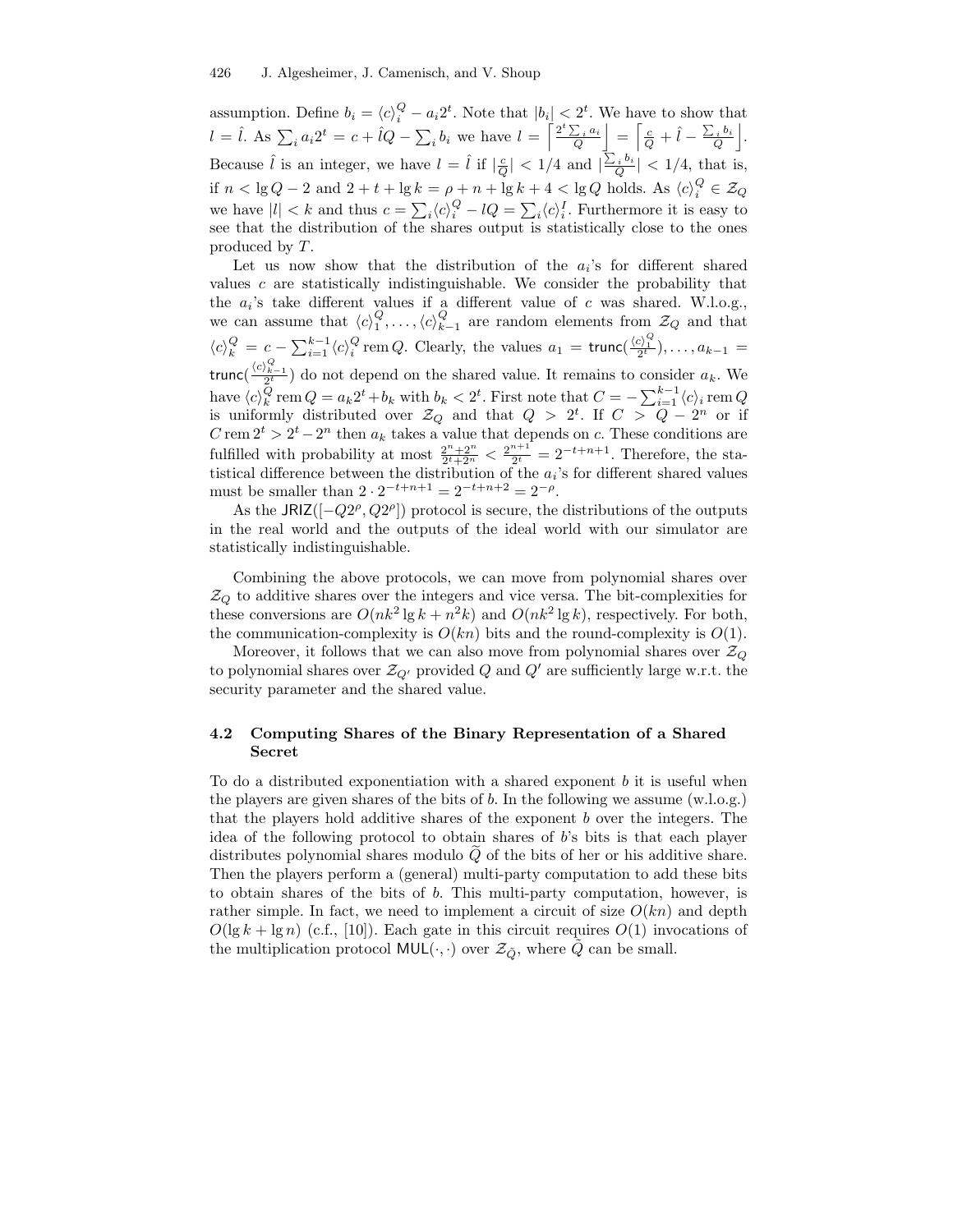assumption. Define $b_i = \langle c \rangle_i^Q - a_i 2^t$. Note that $|b_i| < 2^t$. We have to show that $l = \hat{l}$. As $\sum_i a_i 2^t = c + \hat{l}Q - \sum_i b_i$ we have $l = \left\lceil \frac{2^t \sum_i a_i}{Q} \right\rfloor = \left\lceil \frac{c}{Q} + \hat{l} - \frac{\sum_i b_i}{Q} \right\rfloor$. Because $\hat{l}$ is an integer, we have $l = \hat{l}$ if $|\frac{c}{Q}| < 1/4$ and $|\frac{\sum_i b_i}{Q}| < 1/4$, that is, if $n < \lg Q - 2$ and $2 + t + \lg k = \rho + n + \lg k + 4 < \lg Q$ holds. As $\langle c \rangle_i^Q \in \mathcal{Z}_Q$ we have $|l| < k$ and thus $c = \sum_i \langle c \rangle_i^Q - lQ = \sum_i \langle c \rangle_i^I$. Furthermore it is easy to see that the distribution of the shares output is statistically close to the ones produced by $T$.

Let us now show that the distribution of the $a_i$'s for different shared values $c$ are statistically indistinguishable. We consider the probability that the $a_i$'s take different values if a different value of $c$ was shared. W.l.o.g., we can assume that $\langle c \rangle_1^Q, \ldots, \langle c \rangle_{k-1}^Q$ are random elements from $\mathcal{Z}_Q$ and that $\langle c \rangle_k^Q = c - \sum_{i=1}^{k-1} \langle c \rangle_i^Q \operatorname{rem} Q$. Clearly, the values $a_1 = \mathsf{trunc}(\frac{\langle c \rangle_1^Q}{2^t}), \ldots, a_{k-1} = \mathsf{trunc}(\frac{\langle c \rangle_{k-1}^Q}{2^t})$ do not depend on the shared value. It remains to consider $a_k$. We have $\langle c \rangle_k^Q \operatorname{rem} Q = a_k 2^t + b_k$ with $b_k < 2^t$. First note that $C = -\sum_{i=1}^{k-1} \langle c \rangle_i \operatorname{rem} Q$ is uniformly distributed over $\mathcal{Z}_Q$ and that $Q > 2^t$. If $C > Q - 2^n$ or if $C \operatorname{rem} 2^t > 2^t - 2^n$ then $a_k$ takes a value that depends on $c$. These conditions are fulfilled with probability at most $\frac{2^n + 2^n}{2^t + 2^n} < \frac{2^{n+1}}{2^t} = 2^{-t+n+1}$. Therefore, the statistical difference between the distribution of the $a_i$'s for different shared values must be smaller than $2 \cdot 2^{-t+n+1} = 2^{-t+n+2} = 2^{-\rho}$.

As the $\mathsf{JRIZ}([-Q2^\rho, Q2^\rho])$ protocol is secure, the distributions of the outputs in the real world and the outputs of the ideal world with our simulator are statistically indistinguishable.

Combining the above protocols, we can move from polynomial shares over $\mathcal{Z}_Q$ to additive shares over the integers and vice versa. The bit-complexities for these conversions are $O(nk^2 \lg k + n^2 k)$ and $O(nk^2 \lg k)$, respectively. For both, the communication-complexity is $O(kn)$ bits and the round-complexity is $O(1)$.

Moreover, it follows that we can also move from polynomial shares over $\mathcal{Z}_Q$ to polynomial shares over $\mathcal{Z}_{Q'}$ provided $Q$ and $Q'$ are sufficiently large w.r.t. the security parameter and the shared value.

### 4.2 Computing Shares of the Binary Representation of a Shared Secret

To do a distributed exponentiation with a shared exponent $b$ it is useful when the players are given shares of the bits of $b$. In the following we assume (w.l.o.g.) that the players hold additive shares of the exponent $b$ over the integers. The idea of the following protocol to obtain shares of $b$'s bits is that each player distributes polynomial shares modulo $\widetilde{Q}$ of the bits of her or his additive share. Then the players perform a (general) multi-party computation to add these bits to obtain shares of the bits of $b$. This multi-party computation, however, is rather simple. In fact, we need to implement a circuit of size $O(kn)$ and depth $O(\lg k + \lg n)$ (c.f., [10]). Each gate in this circuit requires $O(1)$ invocations of the multiplication protocol $\mathsf{MUL}(\cdot, \cdot)$ over $\mathcal{Z}_{\tilde{Q}}$, where $\tilde{Q}$ can be small.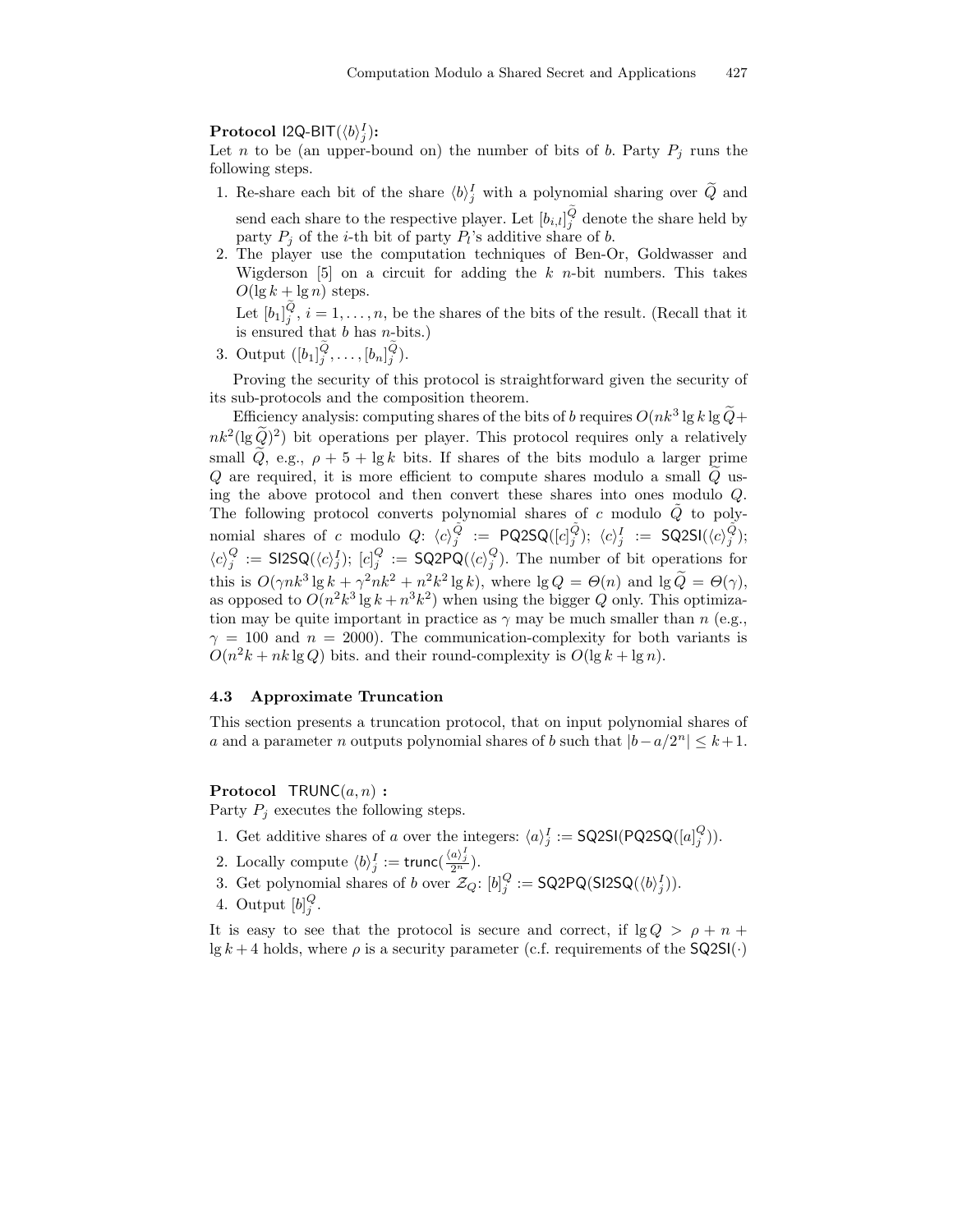**Protocol** I2Q-BIT($\langle b \rangle_j^I$)**:**
Let $n$ to be (an upper-bound on) the number of bits of $b$. Party $P_j$ runs the following steps.

1. Re-share each bit of the share $\langle b \rangle_j^I$ with a polynomial sharing over $\widetilde{Q}$ and send each share to the respective player. Let $[b_{i,l}]_j^{\widetilde{Q}}$ denote the share held by party $P_j$ of the $i$-th bit of party $P_l$'s additive share of $b$.
2. The player use the computation techniques of Ben-Or, Goldwasser and Wigderson [5] on a circuit for adding the $k$ $n$-bit numbers. This takes $O(\lg k + \lg n)$ steps.
   Let $[b_1]_j^{\widetilde{Q}}$, $i = 1, \ldots, n$, be the shares of the bits of the result. (Recall that it is ensured that $b$ has $n$-bits.)
3. Output $([b_1]_j^{\widetilde{Q}}, \ldots, [b_n]_j^{\widetilde{Q}})$.

Proving the security of this protocol is straightforward given the security of its sub-protocols and the composition theorem.

Efficiency analysis: computing shares of the bits of $b$ requires $O(nk^3 \lg k \lg \widetilde{Q} + nk^2 (\lg \widetilde{Q})^2)$ bit operations per player. This protocol requires only a relatively small $\widetilde{Q}$, e.g., $\rho + 5 + \lg k$ bits. If shares of the bits modulo a larger prime $Q$ are required, it is more efficient to compute shares modulo a small $\widetilde{Q}$ using the above protocol and then convert these shares into ones modulo $Q$. The following protocol converts polynomial shares of $c$ modulo $\tilde{Q}$ to polynomial shares of $c$ modulo $Q$: $\langle c \rangle_j^{\tilde{Q}} := \mathsf{PQ2SQ}([c]_j^{\tilde{Q}})$; $\langle c \rangle_j^I := \mathsf{SQ2SI}(\langle c \rangle_j^{\tilde{Q}})$; $\langle c \rangle_j^Q := \mathsf{SI2SQ}(\langle c \rangle_j^I)$; $[c]_j^Q := \mathsf{SQ2PQ}(\langle c \rangle_j^Q)$. The number of bit operations for this is $O(\gamma n k^3 \lg k + \gamma^2 n k^2 + n^2 k^2 \lg k)$, where $\lg Q = \Theta(n)$ and $\lg \widetilde{Q} = \Theta(\gamma)$, as opposed to $O(n^2 k^3 \lg k + n^3 k^2)$ when using the bigger $Q$ only. This optimization may be quite important in practice as $\gamma$ may be much smaller than $n$ (e.g., $\gamma = 100$ and $n = 2000$). The communication-complexity for both variants is $O(n^2 k + nk \lg Q)$ bits. and their round-complexity is $O(\lg k + \lg n)$.

### 4.3 Approximate Truncation

This section presents a truncation protocol, that on input polynomial shares of $a$ and a parameter $n$ outputs polynomial shares of $b$ such that $|b - a/2^n| \leq k + 1$.

**Protocol** TRUNC$(a, n)$ **:**
Party $P_j$ executes the following steps.

1. Get additive shares of $a$ over the integers: $\langle a \rangle_j^I := \mathsf{SQ2SI}(\mathsf{PQ2SQ}([a]_j^Q))$.
2. Locally compute $\langle b \rangle_j^I := \mathsf{trunc}(\frac{\langle a \rangle_j^I}{2^n})$.
3. Get polynomial shares of $b$ over $\mathcal{Z}_Q$: $[b]_j^Q := \mathsf{SQ2PQ}(\mathsf{SI2SQ}(\langle b \rangle_j^I))$.
4. Output $[b]_j^Q$.

It is easy to see that the protocol is secure and correct, if $\lg Q > \rho + n + \lg k + 4$ holds, where $\rho$ is a security parameter (c.f. requirements of the $\mathsf{SQ2SI}(\cdot)$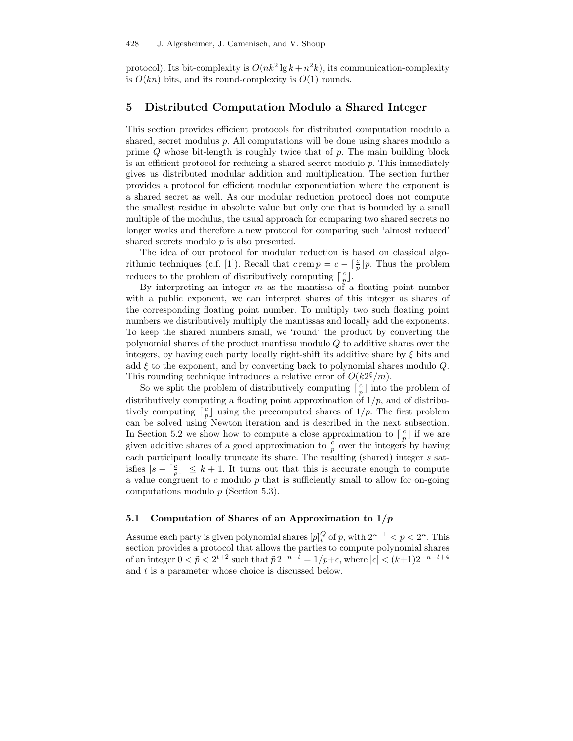protocol). Its bit-complexity is $O(nk^2 \lg k + n^2 k)$, its communication-complexity is $O(kn)$ bits, and its round-complexity is $O(1)$ rounds.

## 5 Distributed Computation Modulo a Shared Integer

This section provides efficient protocols for distributed computation modulo a shared, secret modulus $p$. All computations will be done using shares modulo a prime $Q$ whose bit-length is roughly twice that of $p$. The main building block is an efficient protocol for reducing a shared secret modulo $p$. This immediately gives us distributed modular addition and multiplication. The section further provides a protocol for efficient modular exponentiation where the exponent is a shared secret as well. As our modular reduction protocol does not compute the smallest residue in absolute value but only one that is bounded by a small multiple of the modulus, the usual approach for comparing two shared secrets no longer works and therefore a new protocol for comparing such 'almost reduced' shared secrets modulo $p$ is also presented.

The idea of our protocol for modular reduction is based on classical algorithmic techniques (c.f. [1]). Recall that $c \operatorname{rem} p = c - \lceil \frac{c}{p} \rfloor p$. Thus the problem reduces to the problem of distributively computing $\lceil \frac{c}{p} \rfloor$.

By interpreting an integer $m$ as the mantissa of a floating point number with a public exponent, we can interpret shares of this integer as shares of the corresponding floating point number. To multiply two such floating point numbers we distributively multiply the mantissas and locally add the exponents. To keep the shared numbers small, we 'round' the product by converting the polynomial shares of the product mantissa modulo $Q$ to additive shares over the integers, by having each party locally right-shift its additive share by $\xi$ bits and add $\xi$ to the exponent, and by converting back to polynomial shares modulo $Q$. This rounding technique introduces a relative error of $O(k2^{\xi}/m)$.

So we split the problem of distributively computing $\lceil \frac{c}{p} \rfloor$ into the problem of distributively computing a floating point approximation of $1/p$, and of distributively computing $\lceil \frac{c}{p} \rfloor$ using the precomputed shares of $1/p$. The first problem can be solved using Newton iteration and is described in the next subsection. In Section 5.2 we show how to compute a close approximation to $\lceil \frac{c}{p} \rfloor$ if we are given additive shares of a good approximation to $\frac{c}{p}$ over the integers by having each participant locally truncate its share. The resulting (shared) integer $s$ satisfies $|s - \lceil \frac{c}{p} \rfloor| \leq k + 1$. It turns out that this is accurate enough to compute a value congruent to $c$ modulo $p$ that is sufficiently small to allow for on-going computations modulo $p$ (Section 5.3).

### 5.1 Computation of Shares of an Approximation to $1/p$

Assume each party is given polynomial shares $[p]_i^Q$ of $p$, with $2^{n-1} < p < 2^n$. This section provides a protocol that allows the parties to compute polynomial shares of an integer $0 < \tilde{p} < 2^{t+2}$ such that $\tilde{p}\, 2^{-n-t} = 1/p + \epsilon$, where $|\epsilon| < (k+1)2^{-n-t+4}$ and $t$ is a parameter whose choice is discussed below.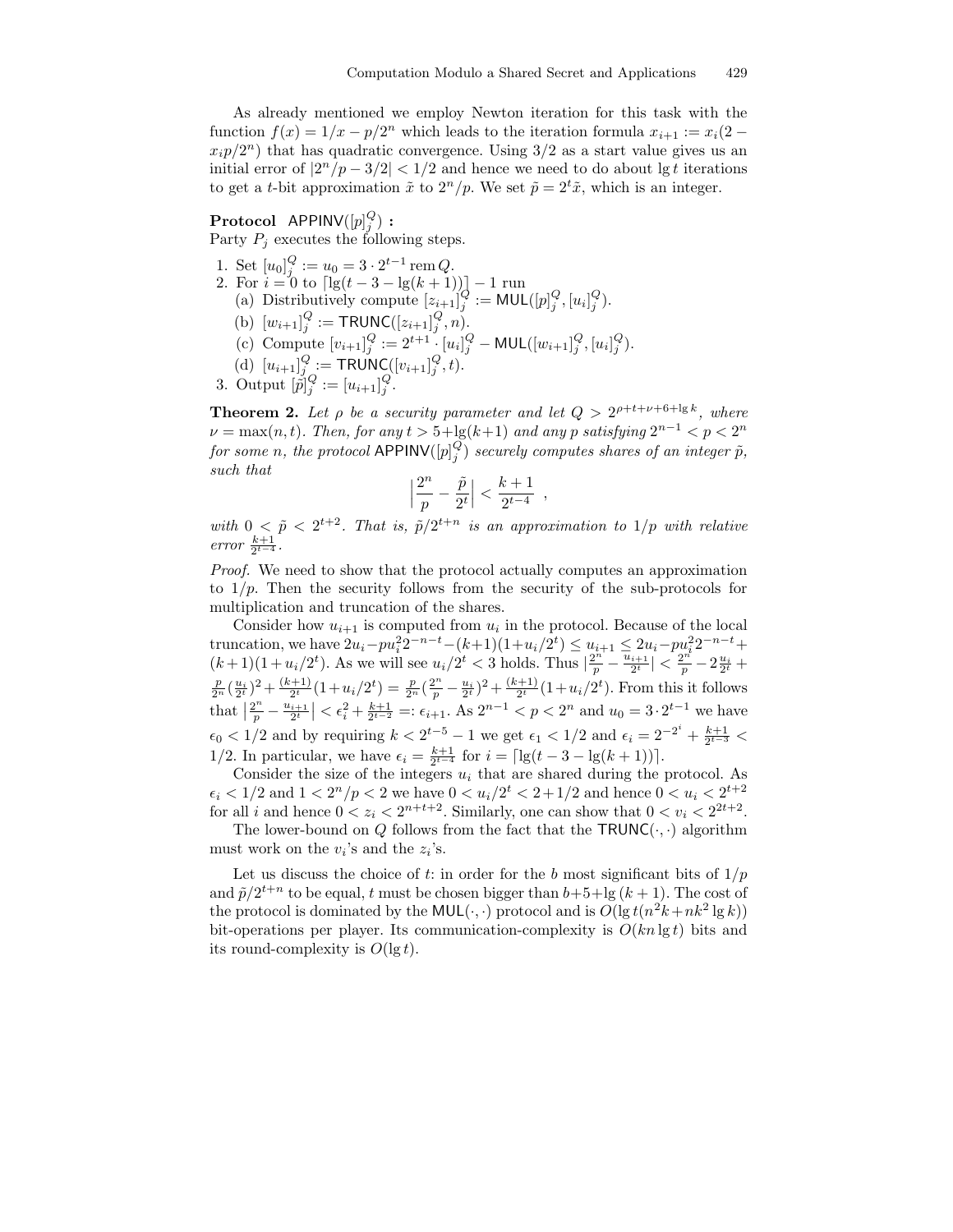As already mentioned we employ Newton iteration for this task with the function $f(x) = 1/x - p/2^n$ which leads to the iteration formula $x_{i+1} := x_i(2 - x_i p/2^n)$ that has quadratic convergence. Using $3/2$ as a start value gives us an initial error of $|2^n/p - 3/2| < 1/2$ and hence we need to do about $\lg t$ iterations to get a $t$-bit approximation $\tilde{x}$ to $2^n/p$. We set $\tilde{p} = 2^t \tilde{x}$, which is an integer.

**Protocol** $\mathsf{APPINV}([p]_j^Q)$ **:**
Party $P_j$ executes the following steps.

1. Set $[u_0]_j^Q := u_0 = 3 \cdot 2^{t-1} \operatorname{rem} Q$.
2. For $i = 0$ to $\lceil \lg(t - 3 - \lg(k+1)) \rceil - 1$ run
   (a) Distributively compute $[z_{i+1}]_j^Q := \mathsf{MUL}([p]_j^Q, [u_i]_j^Q)$.
   (b) $[w_{i+1}]_j^Q := \mathsf{TRUNC}([z_{i+1}]_j^Q, n)$.
   (c) Compute $[v_{i+1}]_j^Q := 2^{t+1} \cdot [u_i]_j^Q - \mathsf{MUL}([w_{i+1}]_j^Q, [u_i]_j^Q)$.
   (d) $[u_{i+1}]_j^Q := \mathsf{TRUNC}([v_{i+1}]_j^Q, t)$.
3. Output $[\tilde{p}]_j^Q := [u_{i+1}]_j^Q$.

**Theorem 2.** *Let $\rho$ be a security parameter and let $Q > 2^{\rho+t+\nu+6+\lg k}$, where $\nu = \max(n, t)$. Then, for any $t > 5 + \lg(k+1)$ and any $p$ satisfying $2^{n-1} < p < 2^n$ for some $n$, the protocol $\mathsf{APPINV}([p]_j^Q)$ securely computes shares of an integer $\tilde{p}$, such that*

$$\Big| \frac{2^n}{p} - \frac{\tilde{p}}{2^t} \Big| < \frac{k+1}{2^{t-4}} ,$$

*with $0 < \tilde{p} < 2^{t+2}$. That is, $\tilde{p}/2^{t+n}$ is an approximation to $1/p$ with relative error $\frac{k+1}{2^{t-4}}$.*

*Proof.* We need to show that the protocol actually computes an approximation to $1/p$. Then the security follows from the security of the sub-protocols for multiplication and truncation of the shares.

Consider how $u_{i+1}$ is computed from $u_i$ in the protocol. Because of the local truncation, we have $2u_i - pu_i^2 2^{-n-t} - (k+1)(1 + u_i/2^t) \le u_{i+1} \le 2u_i - pu_i^2 2^{-n-t} + (k+1)(1 + u_i/2^t)$. As we will see $u_i/2^t < 3$ holds. Thus $|\frac{2^n}{p} - \frac{u_{i+1}}{2^t}| < \frac{2^n}{p} - 2\frac{u_i}{2^t} + \frac{p}{2^n}(\frac{u_i}{2^t})^2 + \frac{(k+1)}{2^t}(1 + u_i/2^t) = \frac{p}{2^n}(\frac{2^n}{p} - \frac{u_i}{2^t})^2 + \frac{(k+1)}{2^t}(1 + u_i/2^t)$. From this it follows that $\left| \frac{2^n}{p} - \frac{u_{i+1}}{2^t} \right| < \epsilon_i^2 + \frac{k+1}{2^{t-2}} =: \epsilon_{i+1}$. As $2^{n-1} < p < 2^n$ and $u_0 = 3 \cdot 2^{t-1}$ we have $\epsilon_0 < 1/2$ and by requiring $k < 2^{t-5} - 1$ we get $\epsilon_1 < 1/2$ and $\epsilon_i = 2^{-2^i} + \frac{k+1}{2^{t-3}} < 1/2$. In particular, we have $\epsilon_i = \frac{k+1}{2^{t-4}}$ for $i = \lceil \lg(t - 3 - \lg(k+1)) \rceil$.

Consider the size of the integers $u_i$ that are shared during the protocol. As $\epsilon_i < 1/2$ and $1 < 2^n/p < 2$ we have $0 < u_i/2^t < 2 + 1/2$ and hence $0 < u_i < 2^{t+2}$ for all $i$ and hence $0 < z_i < 2^{n+t+2}$. Similarly, one can show that $0 < v_i < 2^{2t+2}$.

The lower-bound on $Q$ follows from the fact that the $\mathsf{TRUNC}(\cdot,\cdot)$ algorithm must work on the $v_i$'s and the $z_i$'s.

Let us discuss the choice of $t$: in order for the $b$ most significant bits of $1/p$ and $\tilde{p}/2^{t+n}$ to be equal, $t$ must be chosen bigger than $b + 5 + \lg(k+1)$. The cost of the protocol is dominated by the $\mathsf{MUL}(\cdot,\cdot)$ protocol and is $O(\lg t(n^2 k + nk^2 \lg k))$ bit-operations per player. Its communication-complexity is $O(kn \lg t)$ bits and its round-complexity is $O(\lg t)$.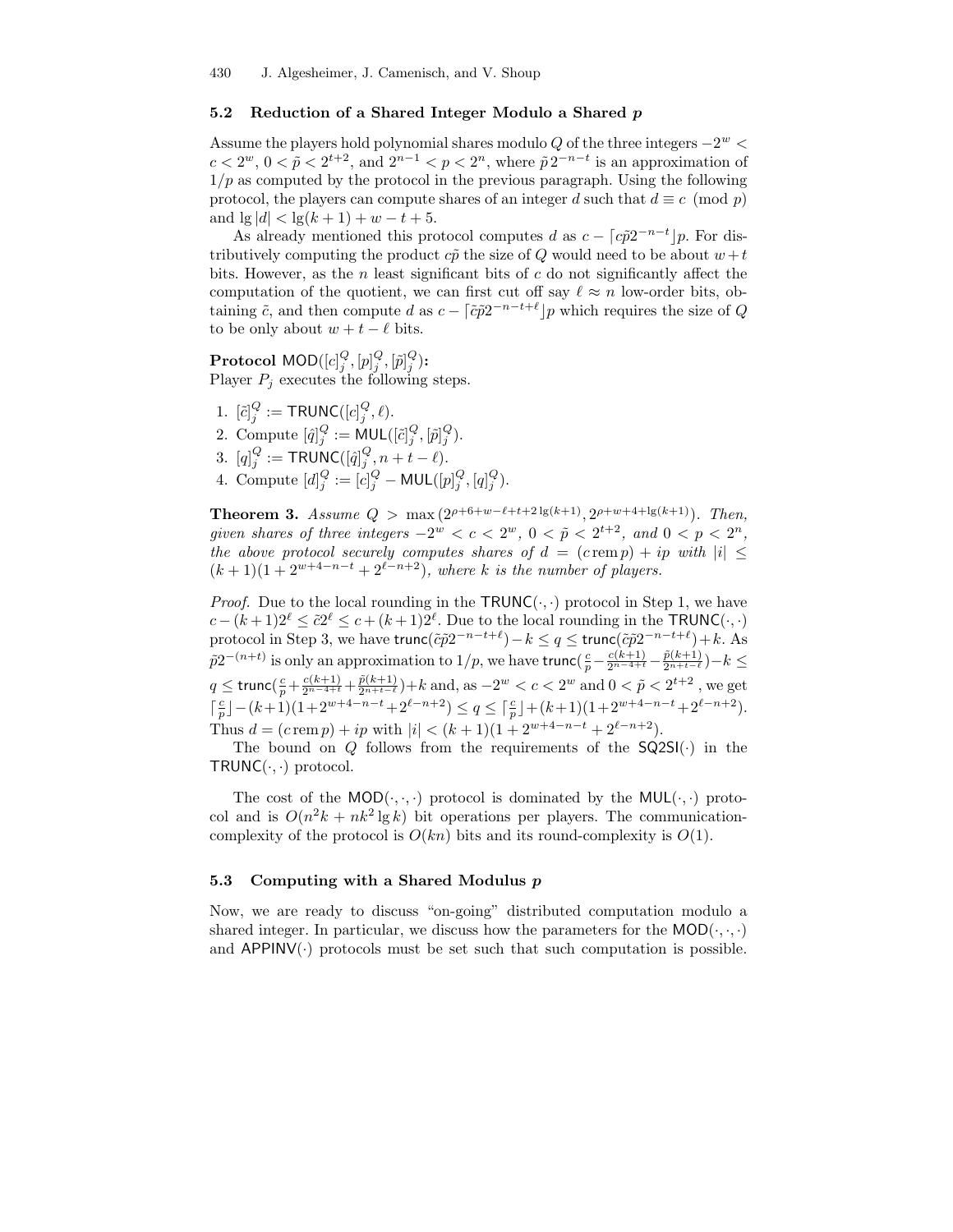### 5.2 Reduction of a Shared Integer Modulo a Shared $p$

Assume the players hold polynomial shares modulo $Q$ of the three integers $-2^w < c < 2^w$, $0 < \tilde{p} < 2^{t+2}$, and $2^{n-1} < p < 2^n$, where $\tilde{p}\,2^{-n-t}$ is an approximation of $1/p$ as computed by the protocol in the previous paragraph. Using the following protocol, the players can compute shares of an integer $d$ such that $d \equiv c \pmod{p}$ and $\lg |d| < \lg(k+1) + w - t + 5$.

As already mentioned this protocol computes $d$ as $c - \lceil c\tilde{p}2^{-n-t} \rfloor p$. For distributively computing the product $c\tilde{p}$ the size of $Q$ would need to be about $w+t$ bits. However, as the $n$ least significant bits of $c$ do not significantly affect the computation of the quotient, we can first cut off say $\ell \approx n$ low-order bits, obtaining $\tilde{c}$, and then compute $d$ as $c - \lceil \tilde{c}\tilde{p}2^{-n-t+\ell} \rfloor p$ which requires the size of $Q$ to be only about $w + t - \ell$ bits.

**Protocol** $\mathsf{MOD}([c]_j^Q, [p]_j^Q, [\tilde{p}]_j^Q)$**:**
Player $P_j$ executes the following steps.

1. $[\tilde{c}]_j^Q := \mathsf{TRUNC}([c]_j^Q, \ell)$.
2. Compute $[\hat{q}]_j^Q := \mathsf{MUL}([\tilde{c}]_j^Q, [\tilde{p}]_j^Q)$.
3. $[q]_j^Q := \mathsf{TRUNC}([\hat{q}]_j^Q, n + t - \ell)$.
4. Compute $[d]_j^Q := [c]_j^Q - \mathsf{MUL}([p]_j^Q, [q]_j^Q)$.

**Theorem 3.** *Assume $Q > \max\left(2^{\rho+6+w-\ell+t+2\lg(k+1)}, 2^{\rho+w+4+\lg(k+1)}\right)$. Then, given shares of three integers $-2^w < c < 2^w$, $0 < \tilde{p} < 2^{t+2}$, and $0 < p < 2^n$, the above protocol securely computes shares of $d = (c \operatorname{rem} p) + ip$ with $|i| \leq (k+1)(1 + 2^{w+4-n-t} + 2^{\ell-n+2})$, where $k$ is the number of players.*

*Proof.* Due to the local rounding in the $\mathsf{TRUNC}(\cdot,\cdot)$ protocol in Step 1, we have $c - (k+1)2^\ell \leq \tilde{c}2^\ell \leq c + (k+1)2^\ell$. Due to the local rounding in the $\mathsf{TRUNC}(\cdot,\cdot)$ protocol in Step 3, we have $\mathsf{trunc}(\tilde{c}\tilde{p}2^{-n-t+\ell}) - k \leq q \leq \mathsf{trunc}(\tilde{c}\tilde{p}2^{-n-t+\ell}) + k$. As $\tilde{p}2^{-(n+t)}$ is only an approximation to $1/p$, we have $\mathsf{trunc}(\frac{c}{p} - \frac{c(k+1)}{2^{n-4+t}} - \frac{\tilde{p}(k+1)}{2^{n+t-\ell}}) - k \leq q \leq \mathsf{trunc}(\frac{c}{p} + \frac{c(k+1)}{2^{n-4+t}} + \frac{\tilde{p}(k+1)}{2^{n+t-\ell}}) + k$ and, as $-2^w < c < 2^w$ and $0 < \tilde{p} < 2^{t+2}$, we get $\lceil \frac{c}{p} \rfloor - (k+1)(1 + 2^{w+4-n-t} + 2^{\ell-n+2}) \leq q \leq \lceil \frac{c}{p} \rfloor + (k+1)(1 + 2^{w+4-n-t} + 2^{\ell-n+2})$. Thus $d = (c \operatorname{rem} p) + ip$ with $|i| < (k+1)(1 + 2^{w+4-n-t} + 2^{\ell-n+2})$.

The bound on $Q$ follows from the requirements of the $\mathsf{SQ2SI}(\cdot)$ in the $\mathsf{TRUNC}(\cdot,\cdot)$ protocol.

The cost of the $\mathsf{MOD}(\cdot,\cdot,\cdot)$ protocol is dominated by the $\mathsf{MUL}(\cdot,\cdot)$ protocol and is $O(n^2 k + nk^2 \lg k)$ bit operations per players. The communication-complexity of the protocol is $O(kn)$ bits and its round-complexity is $O(1)$.

### 5.3 Computing with a Shared Modulus $p$

Now, we are ready to discuss "on-going" distributed computation modulo a shared integer. In particular, we discuss how the parameters for the $\mathsf{MOD}(\cdot,\cdot,\cdot)$ and $\mathsf{APPINV}(\cdot)$ protocols must be set such that such computation is possible.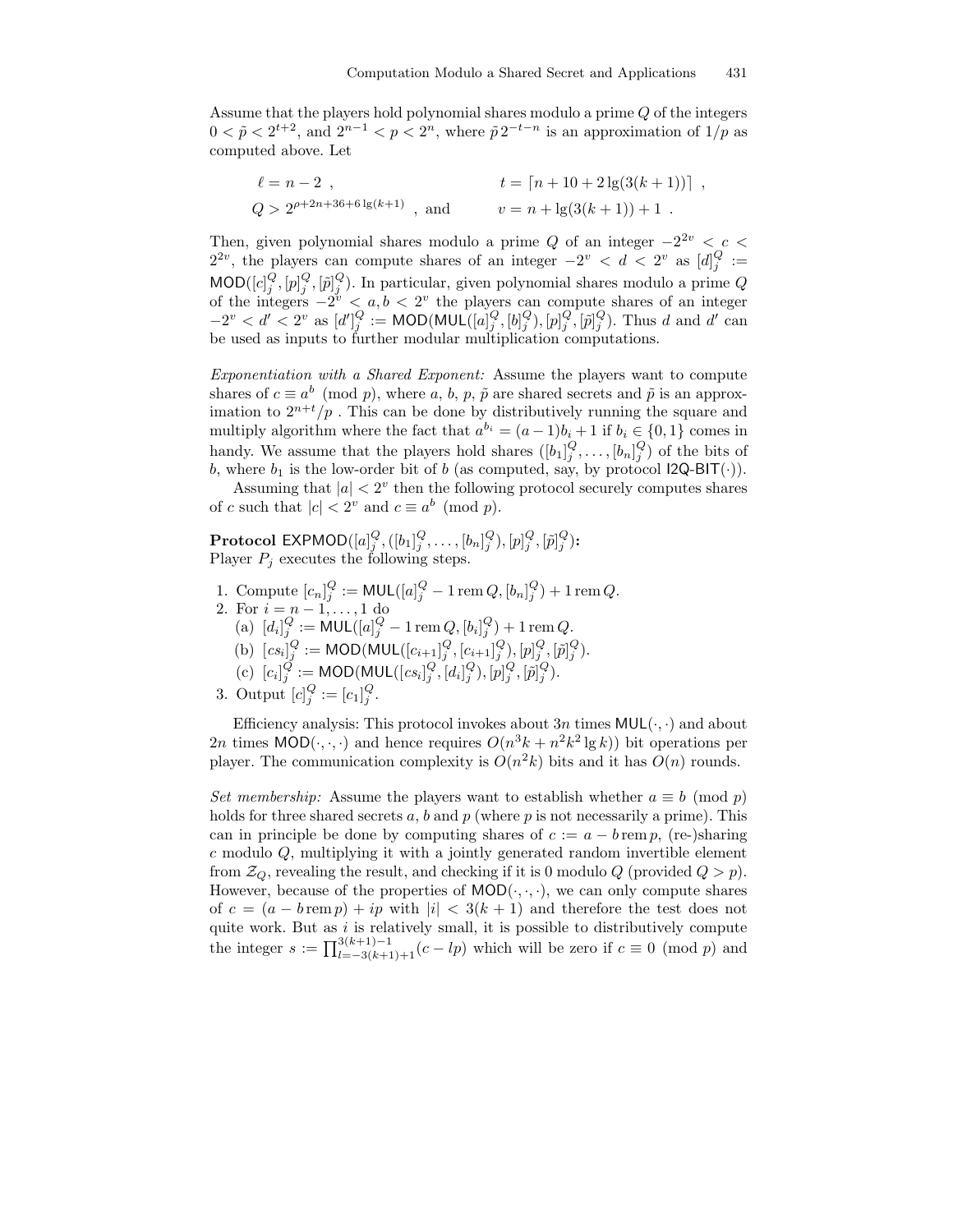Assume that the players hold polynomial shares modulo a prime $Q$ of the integers $0 < \tilde{p} < 2^{t+2}$, and $2^{n-1} < p < 2^n$, where $\tilde{p}\, 2^{-t-n}$ is an approximation of $1/p$ as computed above. Let

$$\ell = n - 2 \ , \qquad\qquad t = \lceil n + 10 + 2\lg(3(k+1)) \rceil \ ,$$

$$Q > 2^{\rho + 2n + 36 + 6\lg(k+1)} \ , \text{ and } \qquad v = n + \lg(3(k+1)) + 1 \ .$$

Then, given polynomial shares modulo a prime $Q$ of an integer $-2^{2v} < c < 2^{2v}$, the players can compute shares of an integer $-2^v < d < 2^v$ as $[d]_j^Q := \mathsf{MOD}([c]_j^Q, [p]_j^Q, [\tilde{p}]_j^Q)$. In particular, given polynomial shares modulo a prime $Q$ of the integers $-2^v < a, b < 2^v$ the players can compute shares of an integer $-2^v < d' < 2^v$ as $[d']_j^Q := \mathsf{MOD}(\mathsf{MUL}([a]_j^Q, [b]_j^Q), [p]_j^Q, [\tilde{p}]_j^Q)$. Thus $d$ and $d'$ can be used as inputs to further modular multiplication computations.

*Exponentiation with a Shared Exponent:* Assume the players want to compute shares of $c \equiv a^b \pmod p$, where $a$, $b$, $p$, $\tilde{p}$ are shared secrets and $\tilde{p}$ is an approximation to $2^{n+t}/p$ . This can be done by distributively running the square and multiply algorithm where the fact that $a^{b_i} = (a-1)b_i + 1$ if $b_i \in \{0, 1\}$ comes in handy. We assume that the players hold shares $([b_1]_j^Q, \ldots, [b_n]_j^Q)$ of the bits of $b$, where $b_1$ is the low-order bit of $b$ (as computed, say, by protocol $\mathsf{I2Q\text{-}BIT}(\cdot)$).

Assuming that $|a| < 2^v$ then the following protocol securely computes shares of $c$ such that $|c| < 2^v$ and $c \equiv a^b \pmod p$.

**Protocol** $\mathsf{EXPMOD}([a]_j^Q, ([b_1]_j^Q, \ldots, [b_n]_j^Q), [p]_j^Q, [\tilde{p}]_j^Q)$**:**
Player $P_j$ executes the following steps.

1. Compute $[c_n]_j^Q := \mathsf{MUL}([a]_j^Q - 1 \operatorname{rem} Q, [b_n]_j^Q) + 1 \operatorname{rem} Q$.
2. For $i = n-1, \ldots, 1$ do
   (a) $[d_i]_j^Q := \mathsf{MUL}([a]_j^Q - 1 \operatorname{rem} Q, [b_i]_j^Q) + 1 \operatorname{rem} Q$.
   (b) $[cs_i]_j^Q := \mathsf{MOD}(\mathsf{MUL}([c_{i+1}]_j^Q, [c_{i+1}]_j^Q), [p]_j^Q, [\tilde{p}]_j^Q)$.
   (c) $[c_i]_j^Q := \mathsf{MOD}(\mathsf{MUL}([cs_i]_j^Q, [d_i]_j^Q), [p]_j^Q, [\tilde{p}]_j^Q)$.
3. Output $[c]_j^Q := [c_1]_j^Q$.

Efficiency analysis: This protocol invokes about $3n$ times $\mathsf{MUL}(\cdot,\cdot)$ and about $2n$ times $\mathsf{MOD}(\cdot,\cdot,\cdot)$ and hence requires $O(n^3k + n^2k^2 \lg k))$ bit operations per player. The communication complexity is $O(n^2k)$ bits and it has $O(n)$ rounds.

*Set membership:* Assume the players want to establish whether $a \equiv b \pmod p$ holds for three shared secrets $a$, $b$ and $p$ (where $p$ is not necessarily a prime). This can in principle be done by computing shares of $c := a - b \operatorname{rem} p$, (re-)sharing $c$ modulo $Q$, multiplying it with a jointly generated random invertible element from $\mathcal{Z}_Q$, revealing the result, and checking if it is 0 modulo $Q$ (provided $Q > p$). However, because of the properties of $\mathsf{MOD}(\cdot,\cdot,\cdot)$, we can only compute shares of $c = (a - b \operatorname{rem} p) + ip$ with $|i| < 3(k+1)$ and therefore the test does not quite work. But as $i$ is relatively small, it is possible to distributively compute the integer $s := \prod_{l=-3(k+1)+1}^{3(k+1)-1} (c - lp)$ which will be zero if $c \equiv 0 \pmod p$ and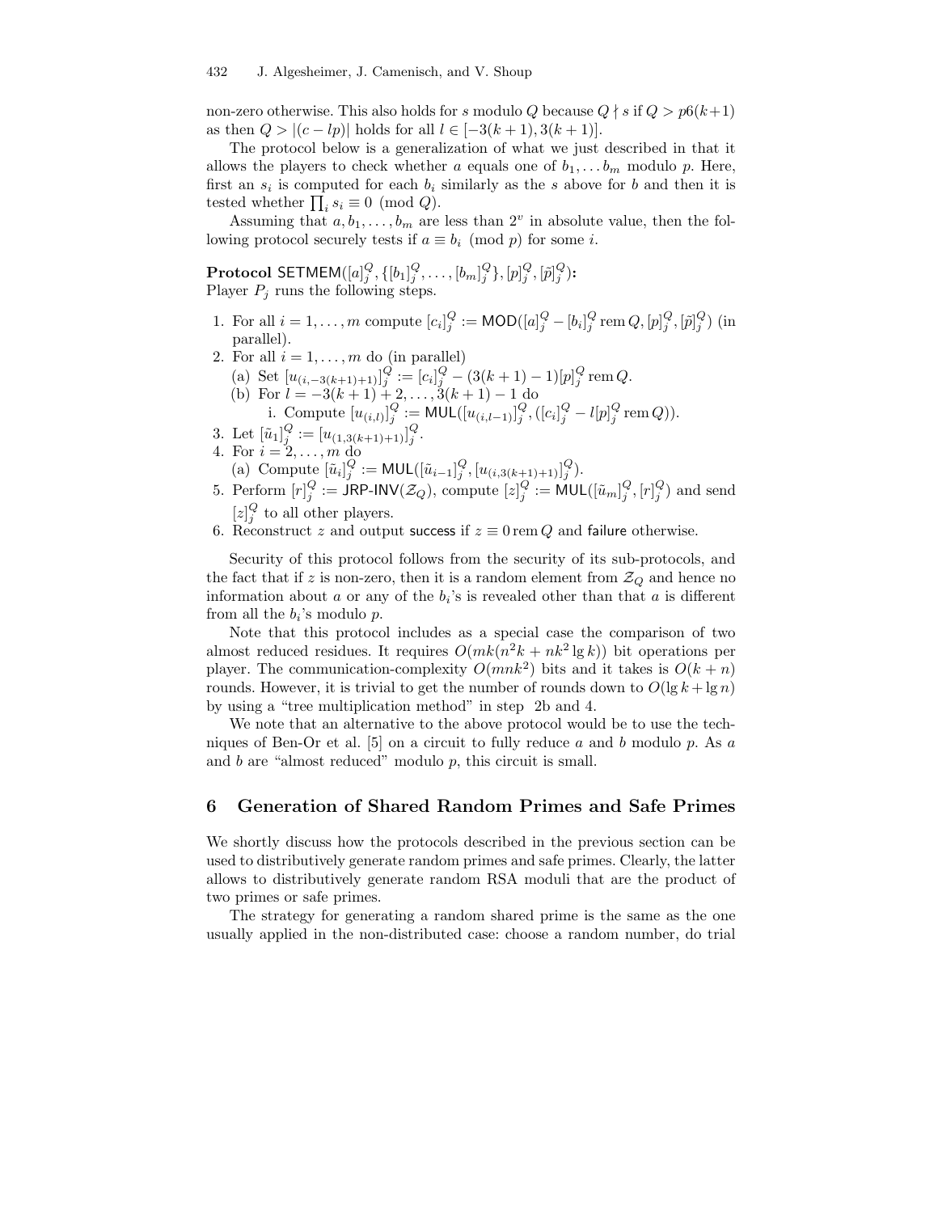non-zero otherwise. This also holds for $s$ modulo $Q$ because $Q \nmid s$ if $Q > p6(k+1)$ as then $Q > |(c - lp)|$ holds for all $l \in [-3(k+1), 3(k+1)]$.

The protocol below is a generalization of what we just described in that it allows the players to check whether $a$ equals one of $b_1, \ldots b_m$ modulo $p$. Here, first an $s_i$ is computed for each $b_i$ similarly as the $s$ above for $b$ and then it is tested whether $\prod_i s_i \equiv 0 \pmod{Q}$.

Assuming that $a, b_1, \ldots, b_m$ are less than $2^v$ in absolute value, then the following protocol securely tests if $a \equiv b_i \pmod{p}$ for some $i$.

**Protocol** $\mathsf{SETMEM}([a]_j^Q, \{[b_1]_j^Q, \ldots, [b_m]_j^Q\}, [p]_j^Q, [\tilde{p}]_j^Q)$**:**
Player $P_j$ runs the following steps.

1. For all $i = 1, \ldots, m$ compute $[c_i]_j^Q := \mathsf{MOD}([a]_j^Q - [b_i]_j^Q \operatorname{rem} Q, [p]_j^Q, [\tilde{p}]_j^Q)$ (in parallel).
2. For all $i = 1, \ldots, m$ do (in parallel)
   (a) Set $[u_{(i,-3(k+1)+1)}]_j^Q := [c_i]_j^Q - (3(k+1) - 1)[p]_j^Q \operatorname{rem} Q$.
   (b) For $l = -3(k+1) + 2, \ldots, 3(k+1) - 1$ do
      i. Compute $[u_{(i,l)}]_j^Q := \mathsf{MUL}([u_{(i,l-1)}]_j^Q, ([c_i]_j^Q - l[p]_j^Q \operatorname{rem} Q))$.
3. Let $[\tilde{u}_1]_j^Q := [u_{(1,3(k+1)+1)}]_j^Q$.
4. For $i = 2, \ldots, m$ do
   (a) Compute $[\tilde{u}_i]_j^Q := \mathsf{MUL}([\tilde{u}_{i-1}]_j^Q, [u_{(i,3(k+1)+1)}]_j^Q)$.
5. Perform $[r]_j^Q := \mathsf{JRP\text{-}INV}(\mathcal{Z}_Q)$, compute $[z]_j^Q := \mathsf{MUL}([\tilde{u}_m]_j^Q, [r]_j^Q)$ and send $[z]_j^Q$ to all other players.
6. Reconstruct $z$ and output success if $z \equiv 0 \operatorname{rem} Q$ and failure otherwise.

Security of this protocol follows from the security of its sub-protocols, and the fact that if $z$ is non-zero, then it is a random element from $\mathcal{Z}_Q$ and hence no information about $a$ or any of the $b_i$'s is revealed other than that $a$ is different from all the $b_i$'s modulo $p$.

Note that this protocol includes as a special case the comparison of two almost reduced residues. It requires $O(mk(n^2k + nk^2 \lg k))$ bit operations per player. The communication-complexity $O(mnk^2)$ bits and it takes is $O(k + n)$ rounds. However, it is trivial to get the number of rounds down to $O(\lg k + \lg n)$ by using a "tree multiplication method" in step 2b and 4.

We note that an alternative to the above protocol would be to use the techniques of Ben-Or et al. [5] on a circuit to fully reduce $a$ and $b$ modulo $p$. As $a$ and $b$ are "almost reduced" modulo $p$, this circuit is small.

## 6 Generation of Shared Random Primes and Safe Primes

We shortly discuss how the protocols described in the previous section can be used to distributively generate random primes and safe primes. Clearly, the latter allows to distributively generate random RSA moduli that are the product of two primes or safe primes.

The strategy for generating a random shared prime is the same as the one usually applied in the non-distributed case: choose a random number, do trial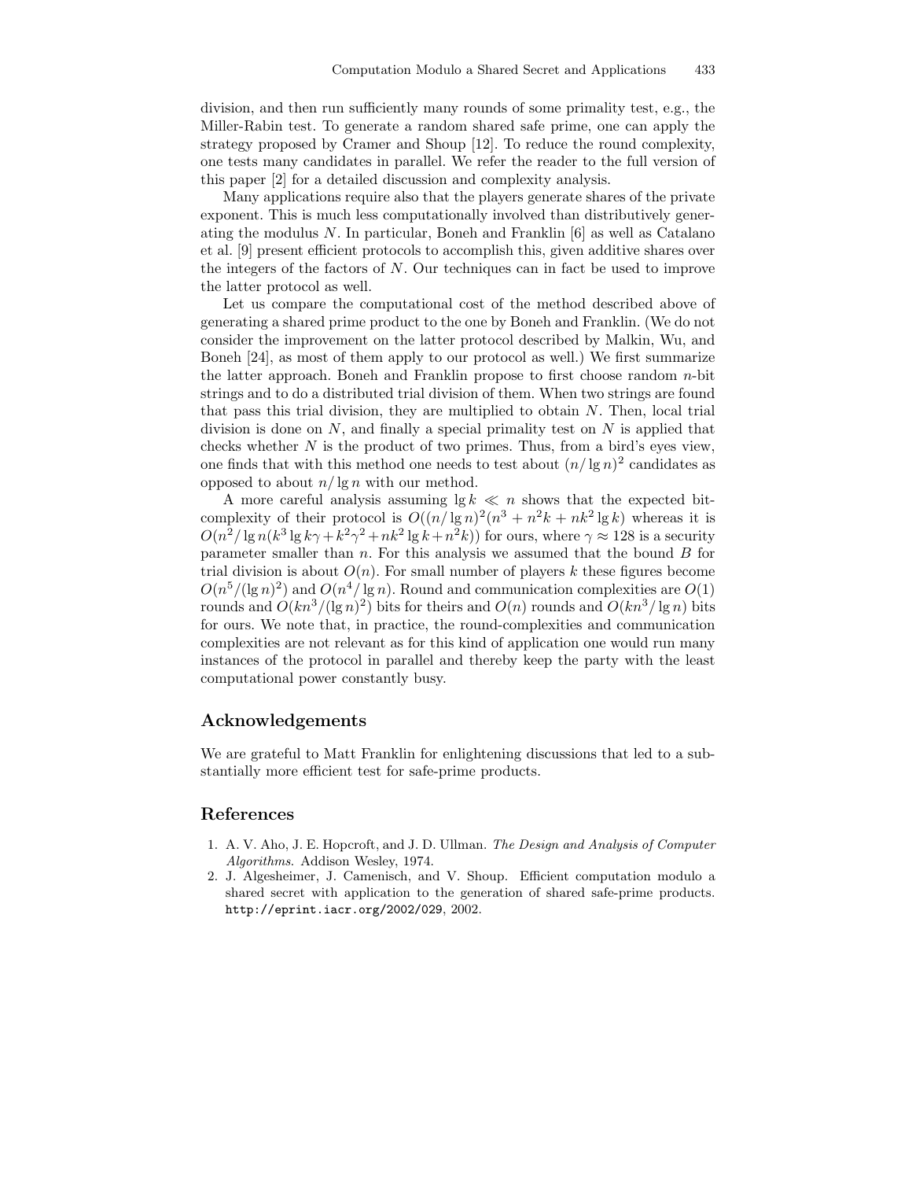division, and then run sufficiently many rounds of some primality test, e.g., the Miller-Rabin test. To generate a random shared safe prime, one can apply the strategy proposed by Cramer and Shoup [12]. To reduce the round complexity, one tests many candidates in parallel. We refer the reader to the full version of this paper [2] for a detailed discussion and complexity analysis.

Many applications require also that the players generate shares of the private exponent. This is much less computationally involved than distributively generating the modulus $N$. In particular, Boneh and Franklin [6] as well as Catalano et al. [9] present efficient protocols to accomplish this, given additive shares over the integers of the factors of $N$. Our techniques can in fact be used to improve the latter protocol as well.

Let us compare the computational cost of the method described above of generating a shared prime product to the one by Boneh and Franklin. (We do not consider the improvement on the latter protocol described by Malkin, Wu, and Boneh [24], as most of them apply to our protocol as well.) We first summarize the latter approach. Boneh and Franklin propose to first choose random $n$-bit strings and to do a distributed trial division of them. When two strings are found that pass this trial division, they are multiplied to obtain $N$. Then, local trial division is done on $N$, and finally a special primality test on $N$ is applied that checks whether $N$ is the product of two primes. Thus, from a bird's eyes view, one finds that with this method one needs to test about $(n/\lg n)^2$ candidates as opposed to about $n/\lg n$ with our method.

A more careful analysis assuming $\lg k \ll n$ shows that the expected bit-complexity of their protocol is $O((n/\lg n)^2(n^3 + n^2k + nk^2 \lg k)$ whereas it is $O(n^2/\lg n(k^3 \lg k\gamma + k^2\gamma^2 + nk^2 \lg k + n^2k))$ for ours, where $\gamma \approx 128$ is a security parameter smaller than $n$. For this analysis we assumed that the bound $B$ for trial division is about $O(n)$. For small number of players $k$ these figures become $O(n^5/(\lg n)^2)$ and $O(n^4/\lg n)$. Round and communication complexities are $O(1)$ rounds and $O(kn^3/(\lg n)^2)$ bits for theirs and $O(n)$ rounds and $O(kn^3/\lg n)$ bits for ours. We note that, in practice, the round-complexities and communication complexities are not relevant as for this kind of application one would run many instances of the protocol in parallel and thereby keep the party with the least computational power constantly busy.

## Acknowledgements

We are grateful to Matt Franklin for enlightening discussions that led to a substantially more efficient test for safe-prime products.

## References

1. A. V. Aho, J. E. Hopcroft, and J. D. Ullman. *The Design and Analysis of Computer Algorithms.* Addison Wesley, 1974.
2. J. Algesheimer, J. Camenisch, and V. Shoup. Efficient computation modulo a shared secret with application to the generation of shared safe-prime products. `http://eprint.iacr.org/2002/029`, 2002.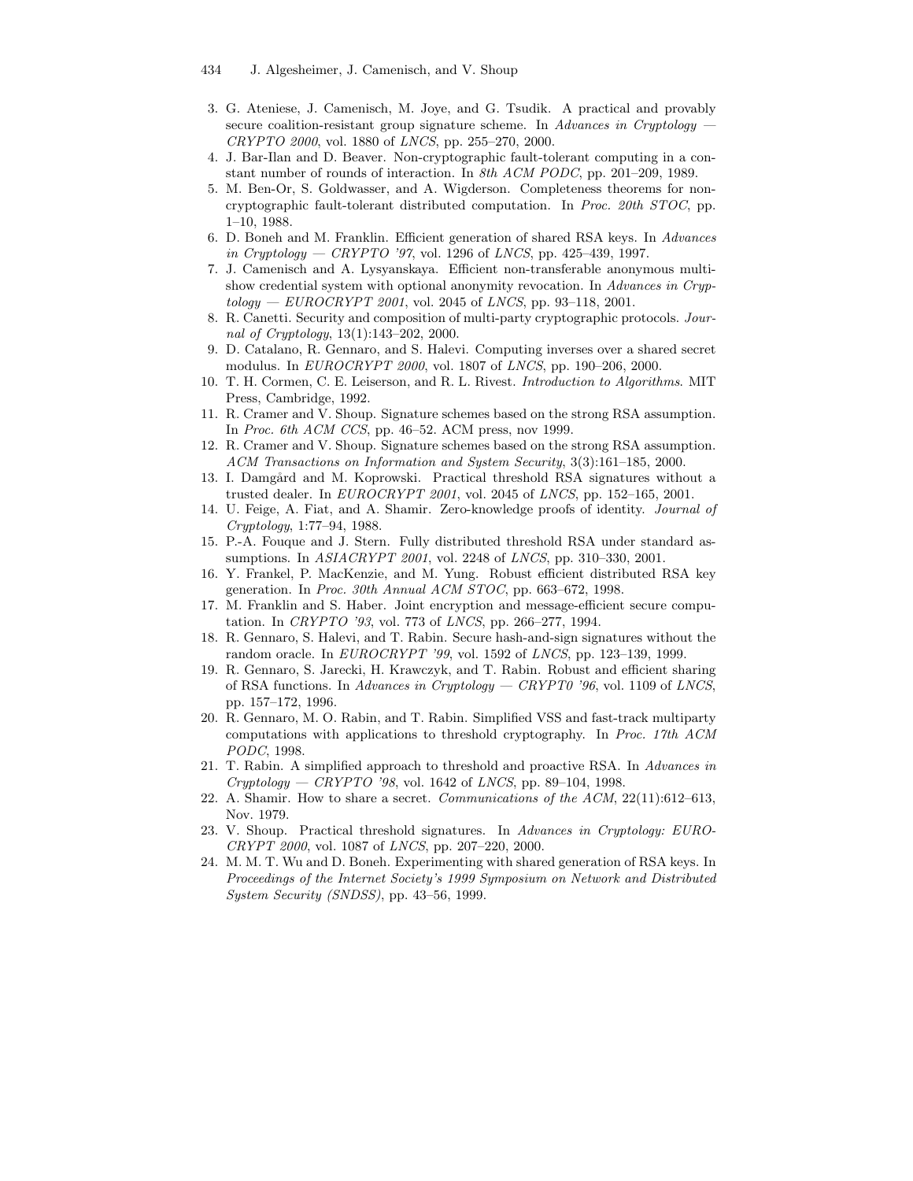3. G. Ateniese, J. Camenisch, M. Joye, and G. Tsudik. A practical and provably secure coalition-resistant group signature scheme. In *Advances in Cryptology — CRYPTO 2000*, vol. 1880 of *LNCS*, pp. 255–270, 2000.
4. J. Bar-Ilan and D. Beaver. Non-cryptographic fault-tolerant computing in a constant number of rounds of interaction. In *8th ACM PODC*, pp. 201–209, 1989.
5. M. Ben-Or, S. Goldwasser, and A. Wigderson. Completeness theorems for non-cryptographic fault-tolerant distributed computation. In *Proc. 20th STOC*, pp. 1–10, 1988.
6. D. Boneh and M. Franklin. Efficient generation of shared RSA keys. In *Advances in Cryptology — CRYPTO '97*, vol. 1296 of *LNCS*, pp. 425–439, 1997.
7. J. Camenisch and A. Lysyanskaya. Efficient non-transferable anonymous multi-show credential system with optional anonymity revocation. In *Advances in Cryptology — EUROCRYPT 2001*, vol. 2045 of *LNCS*, pp. 93–118, 2001.
8. R. Canetti. Security and composition of multi-party cryptographic protocols. *Journal of Cryptology*, 13(1):143–202, 2000.
9. D. Catalano, R. Gennaro, and S. Halevi. Computing inverses over a shared secret modulus. In *EUROCRYPT 2000*, vol. 1807 of *LNCS*, pp. 190–206, 2000.
10. T. H. Cormen, C. E. Leiserson, and R. L. Rivest. *Introduction to Algorithms*. MIT Press, Cambridge, 1992.
11. R. Cramer and V. Shoup. Signature schemes based on the strong RSA assumption. In *Proc. 6th ACM CCS*, pp. 46–52. ACM press, nov 1999.
12. R. Cramer and V. Shoup. Signature schemes based on the strong RSA assumption. *ACM Transactions on Information and System Security*, 3(3):161–185, 2000.
13. I. Damgård and M. Koprowski. Practical threshold RSA signatures without a trusted dealer. In *EUROCRYPT 2001*, vol. 2045 of *LNCS*, pp. 152–165, 2001.
14. U. Feige, A. Fiat, and A. Shamir. Zero-knowledge proofs of identity. *Journal of Cryptology*, 1:77–94, 1988.
15. P.-A. Fouque and J. Stern. Fully distributed threshold RSA under standard assumptions. In *ASIACRYPT 2001*, vol. 2248 of *LNCS*, pp. 310–330, 2001.
16. Y. Frankel, P. MacKenzie, and M. Yung. Robust efficient distributed RSA key generation. In *Proc. 30th Annual ACM STOC*, pp. 663–672, 1998.
17. M. Franklin and S. Haber. Joint encryption and message-efficient secure computation. In *CRYPTO '93*, vol. 773 of *LNCS*, pp. 266–277, 1994.
18. R. Gennaro, S. Halevi, and T. Rabin. Secure hash-and-sign signatures without the random oracle. In *EUROCRYPT '99*, vol. 1592 of *LNCS*, pp. 123–139, 1999.
19. R. Gennaro, S. Jarecki, H. Krawczyk, and T. Rabin. Robust and efficient sharing of RSA functions. In *Advances in Cryptology — CRYPT0 '96*, vol. 1109 of *LNCS*, pp. 157–172, 1996.
20. R. Gennaro, M. O. Rabin, and T. Rabin. Simplified VSS and fast-track multiparty computations with applications to threshold cryptography. In *Proc. 17th ACM PODC*, 1998.
21. T. Rabin. A simplified approach to threshold and proactive RSA. In *Advances in Cryptology — CRYPTO '98*, vol. 1642 of *LNCS*, pp. 89–104, 1998.
22. A. Shamir. How to share a secret. *Communications of the ACM*, 22(11):612–613, Nov. 1979.
23. V. Shoup. Practical threshold signatures. In *Advances in Cryptology: EUROCRYPT 2000*, vol. 1087 of *LNCS*, pp. 207–220, 2000.
24. M. M. T. Wu and D. Boneh. Experimenting with shared generation of RSA keys. In *Proceedings of the Internet Society's 1999 Symposium on Network and Distributed System Security (SNDSS)*, pp. 43–56, 1999.